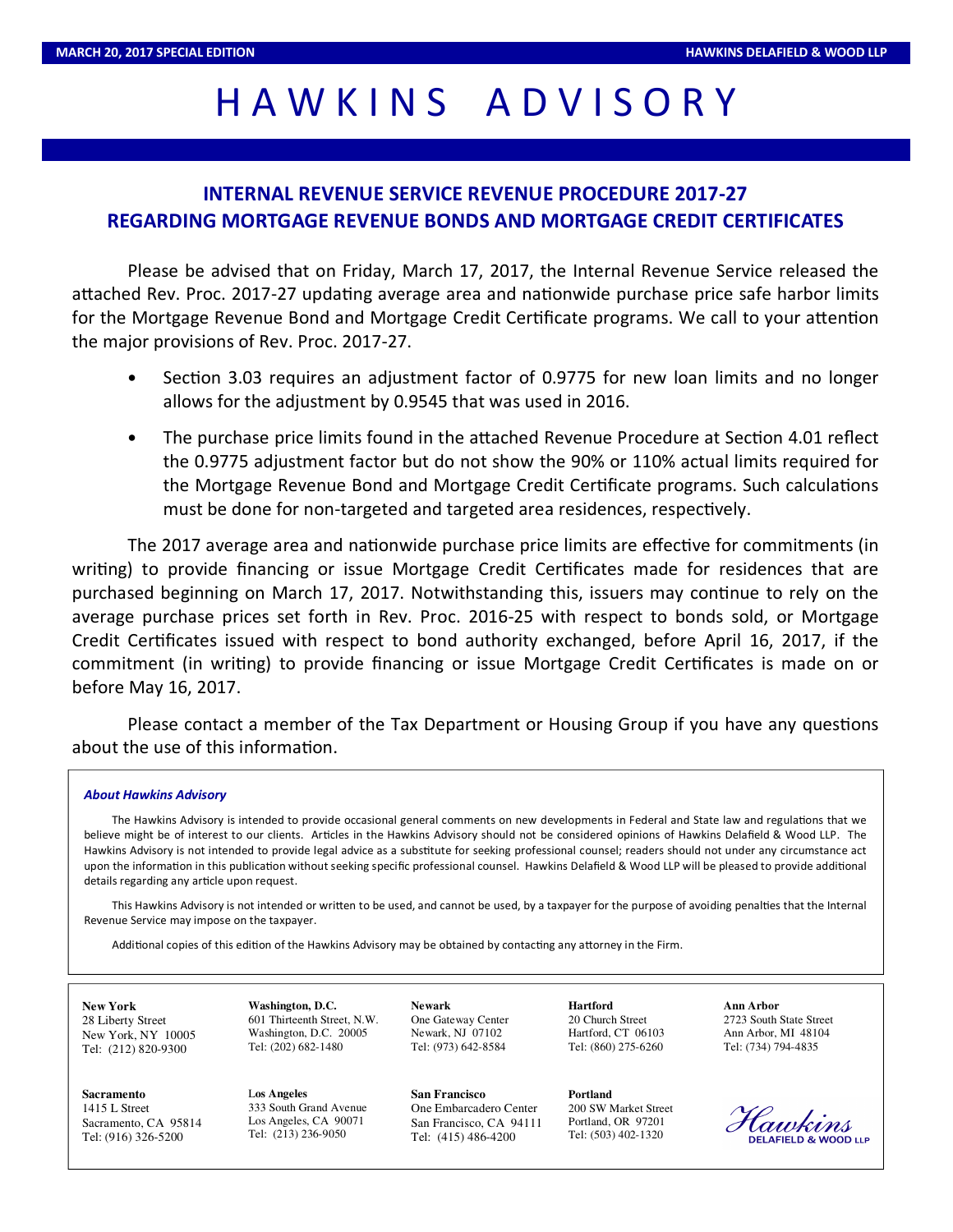MARCH 20, 2017 SPECIAL EDITION — HAWKINS DELAFIELD & WOOD LLP

# HAWKINS ADVISORY

## INTERNAL REVENUE SERVICE REVENUE PROCEDURE 2017-27 REGARDING MORTGAGE REVENUE BONDS AND MORTGAGE CREDIT CERTIFICATES

Please be advised that on Friday, March 17, 2017, the Internal Revenue Service released the attached Rev. Proc. 2017-27 updating average area and nationwide purchase price safe harbor limits for the Mortgage Revenue Bond and Mortgage Credit Certificate programs. We call to your attention the major provisions of Rev. Proc. 2017-27.

- Section 3.03 requires an adjustment factor of 0.9775 for new loan limits and no longer allows for the adjustment by 0.9545 that was used in 2016.
- The purchase price limits found in the attached Revenue Procedure at Section 4.01 reflect the 0.9775 adjustment factor but do not show the 90% or 110% actual limits required for the Mortgage Revenue Bond and Mortgage Credit Certificate programs. Such calculations must be done for non-targeted and targeted area residences, respectively.

The 2017 average area and nationwide purchase price limits are effective for commitments (in writing) to provide financing or issue Mortgage Credit Certificates made for residences that are purchased beginning on March 17, 2017. Notwithstanding this, issuers may continue to rely on the average purchase prices set forth in Rev. Proc. 2016-25 with respect to bonds sold, or Mortgage Credit Certificates issued with respect to bond authority exchanged, before April 16, 2017, if the commitment (in writing) to provide financing or issue Mortgage Credit Certificates is made on or before May 16, 2017.

Please contact a member of the Tax Department or Housing Group if you have any questions about the use of this information.

***About Hawkins Advisory***

The Hawkins Advisory is intended to provide occasional general comments on new developments in Federal and State law and regulations that we believe might be of interest to our clients. Articles in the Hawkins Advisory should not be considered opinions of Hawkins Delafield & Wood LLP. The Hawkins Advisory is not intended to provide legal advice as a substitute for seeking professional counsel; readers should not under any circumstance act upon the information in this publication without seeking specific professional counsel. Hawkins Delafield & Wood LLP will be pleased to provide additional details regarding any article upon request.

This Hawkins Advisory is not intended or written to be used, and cannot be used, by a taxpayer for the purpose of avoiding penalties that the Internal Revenue Service may impose on the taxpayer.

Additional copies of this edition of the Hawkins Advisory may be obtained by contacting any attorney in the Firm.

**New York**
28 Liberty Street
New York, NY 10005
Tel: (212) 820-9300

**Washington, D.C.**
601 Thirteenth Street, N.W.
Washington, D.C. 20005
Tel: (202) 682-1480

**Newark**
One Gateway Center
Newark, NJ 07102
Tel: (973) 642-8584

**Hartford**
20 Church Street
Hartford, CT 06103
Tel: (860) 275-6260

**Ann Arbor**
2723 South State Street
Ann Arbor, MI 48104
Tel: (734) 794-4835

**Sacramento**
1415 L Street
Sacramento, CA 95814
Tel: (916) 326-5200

**Los Angeles**
333 South Grand Avenue
Los Angeles, CA 90071
Tel: (213) 236-9050

**San Francisco**
One Embarcadero Center
San Francisco, CA 94111
Tel: (415) 486-4200

**Portland**
200 SW Market Street
Portland, OR 97201
Tel: (503) 402-1320

Hawkins DELAFIELD & WOOD LLP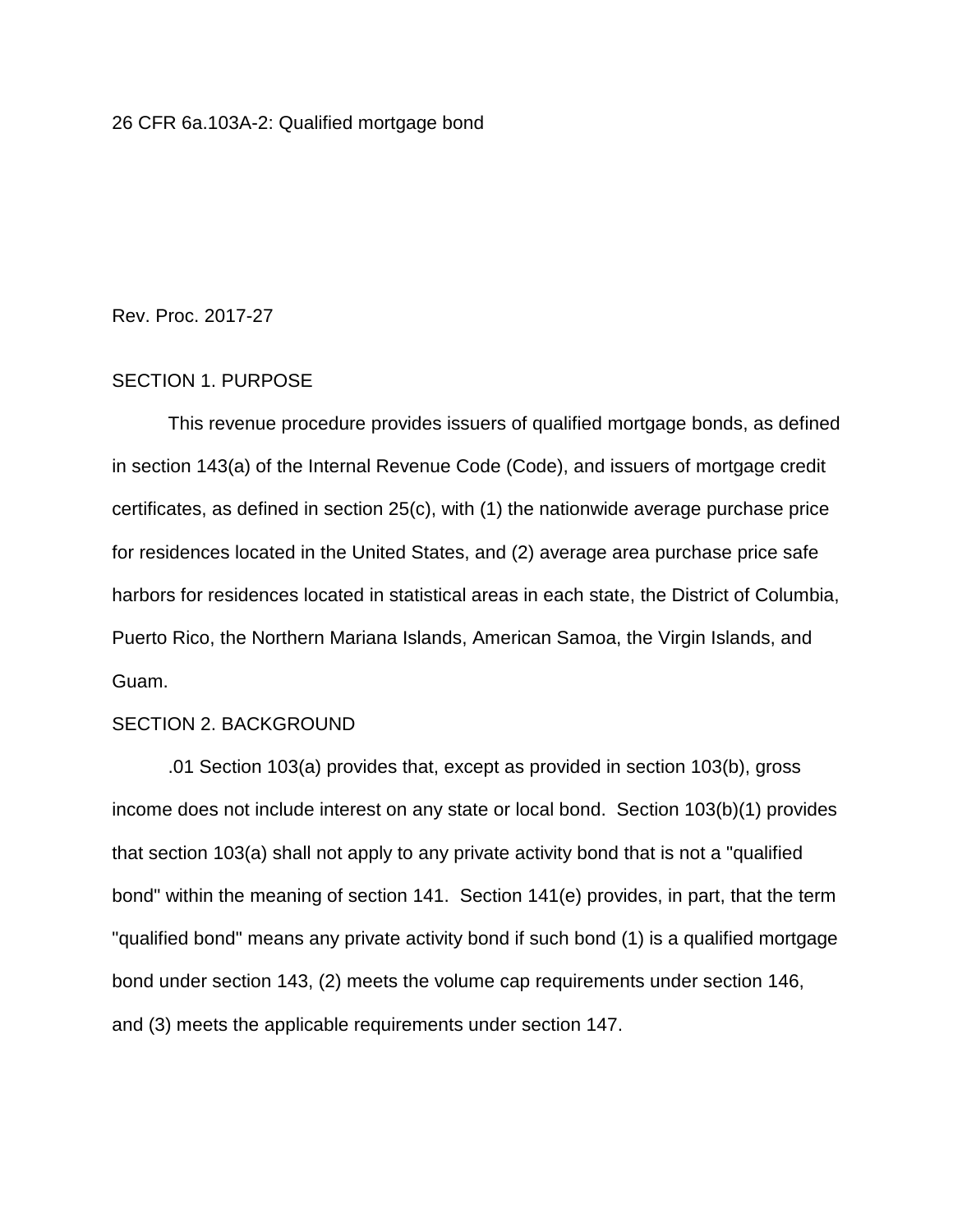26 CFR 6a.103A-2: Qualified mortgage bond

Rev. Proc. 2017-27

## SECTION 1. PURPOSE

This revenue procedure provides issuers of qualified mortgage bonds, as defined in section 143(a) of the Internal Revenue Code (Code), and issuers of mortgage credit certificates, as defined in section 25(c), with (1) the nationwide average purchase price for residences located in the United States, and (2) average area purchase price safe harbors for residences located in statistical areas in each state, the District of Columbia, Puerto Rico, the Northern Mariana Islands, American Samoa, the Virgin Islands, and Guam.

## SECTION 2. BACKGROUND

.01 Section 103(a) provides that, except as provided in section 103(b), gross income does not include interest on any state or local bond. Section 103(b)(1) provides that section 103(a) shall not apply to any private activity bond that is not a "qualified bond" within the meaning of section 141. Section 141(e) provides, in part, that the term "qualified bond" means any private activity bond if such bond (1) is a qualified mortgage bond under section 143, (2) meets the volume cap requirements under section 146, and (3) meets the applicable requirements under section 147.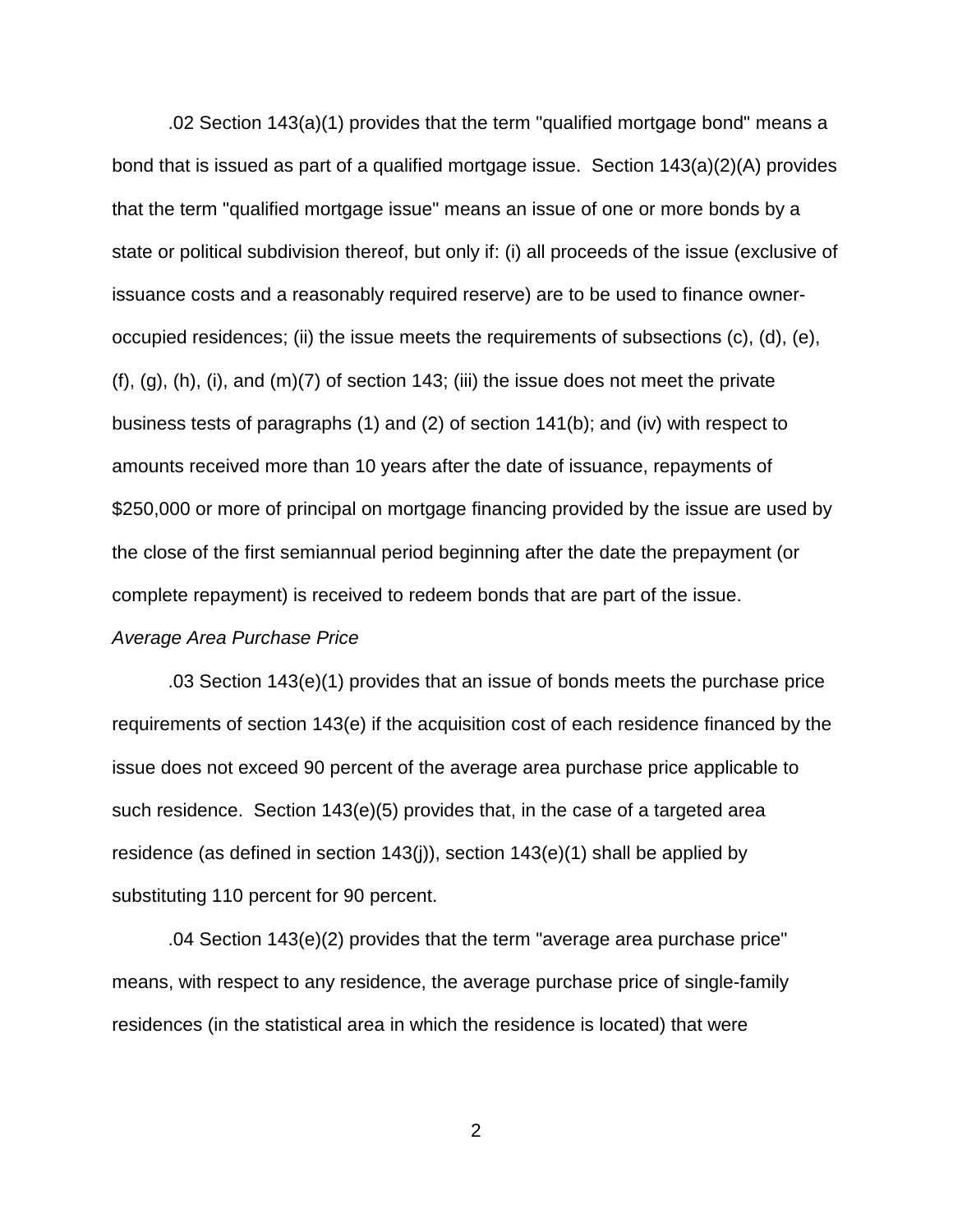.02 Section 143(a)(1) provides that the term "qualified mortgage bond" means a bond that is issued as part of a qualified mortgage issue. Section 143(a)(2)(A) provides that the term "qualified mortgage issue" means an issue of one or more bonds by a state or political subdivision thereof, but only if: (i) all proceeds of the issue (exclusive of issuance costs and a reasonably required reserve) are to be used to finance owner-occupied residences; (ii) the issue meets the requirements of subsections (c), (d), (e), (f), (g), (h), (i), and (m)(7) of section 143; (iii) the issue does not meet the private business tests of paragraphs (1) and (2) of section 141(b); and (iv) with respect to amounts received more than 10 years after the date of issuance, repayments of $250,000 or more of principal on mortgage financing provided by the issue are used by the close of the first semiannual period beginning after the date the prepayment (or complete repayment) is received to redeem bonds that are part of the issue.

*Average Area Purchase Price*

.03 Section 143(e)(1) provides that an issue of bonds meets the purchase price requirements of section 143(e) if the acquisition cost of each residence financed by the issue does not exceed 90 percent of the average area purchase price applicable to such residence. Section 143(e)(5) provides that, in the case of a targeted area residence (as defined in section 143(j)), section 143(e)(1) shall be applied by substituting 110 percent for 90 percent.

.04 Section 143(e)(2) provides that the term "average area purchase price" means, with respect to any residence, the average purchase price of single-family residences (in the statistical area in which the residence is located) that were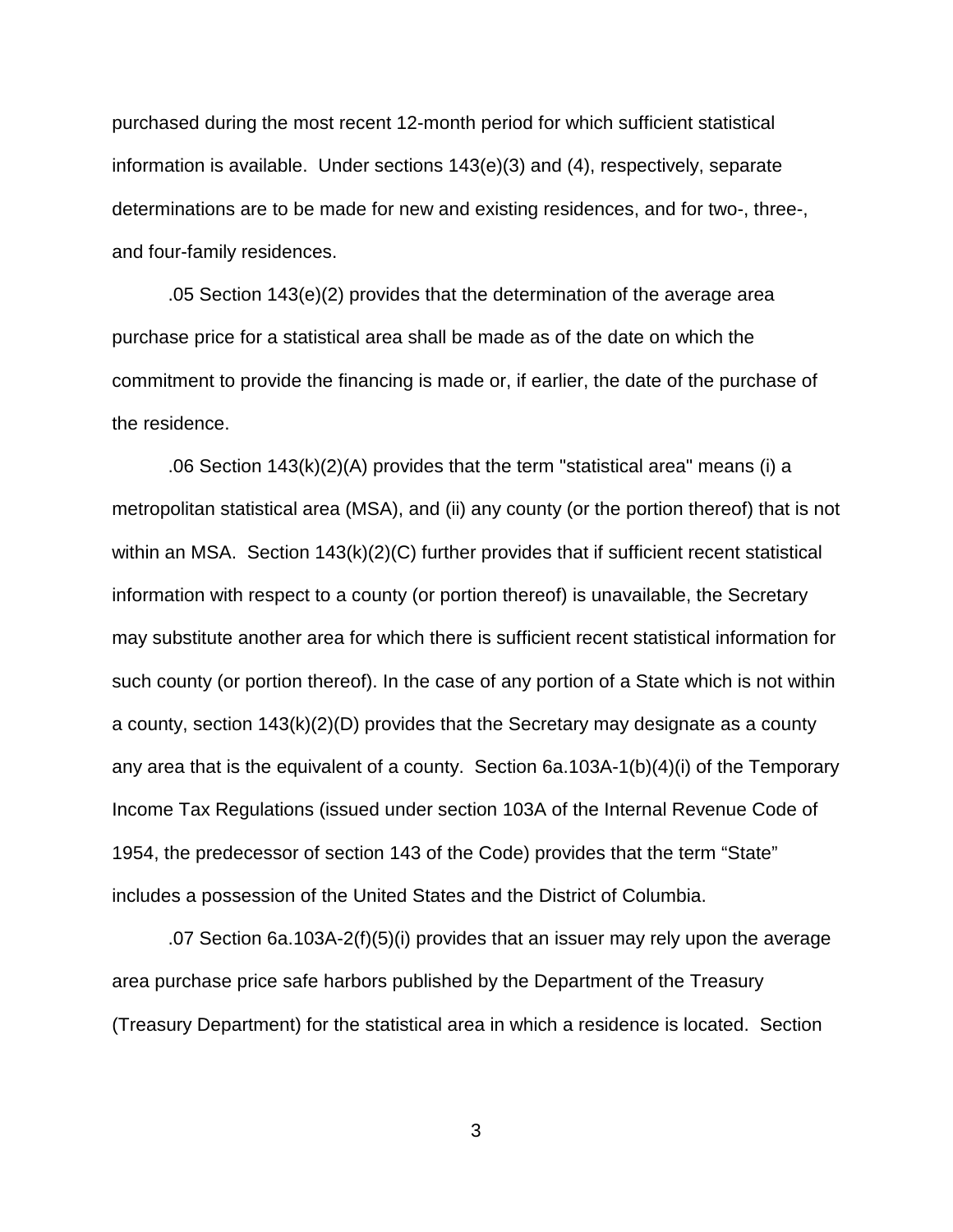purchased during the most recent 12-month period for which sufficient statistical information is available. Under sections 143(e)(3) and (4), respectively, separate determinations are to be made for new and existing residences, and for two-, three-, and four-family residences.

.05 Section 143(e)(2) provides that the determination of the average area purchase price for a statistical area shall be made as of the date on which the commitment to provide the financing is made or, if earlier, the date of the purchase of the residence.

.06 Section 143(k)(2)(A) provides that the term "statistical area" means (i) a metropolitan statistical area (MSA), and (ii) any county (or the portion thereof) that is not within an MSA. Section 143(k)(2)(C) further provides that if sufficient recent statistical information with respect to a county (or portion thereof) is unavailable, the Secretary may substitute another area for which there is sufficient recent statistical information for such county (or portion thereof). In the case of any portion of a State which is not within a county, section 143(k)(2)(D) provides that the Secretary may designate as a county any area that is the equivalent of a county. Section 6a.103A-1(b)(4)(i) of the Temporary Income Tax Regulations (issued under section 103A of the Internal Revenue Code of 1954, the predecessor of section 143 of the Code) provides that the term "State" includes a possession of the United States and the District of Columbia.

.07 Section 6a.103A-2(f)(5)(i) provides that an issuer may rely upon the average area purchase price safe harbors published by the Department of the Treasury (Treasury Department) for the statistical area in which a residence is located. Section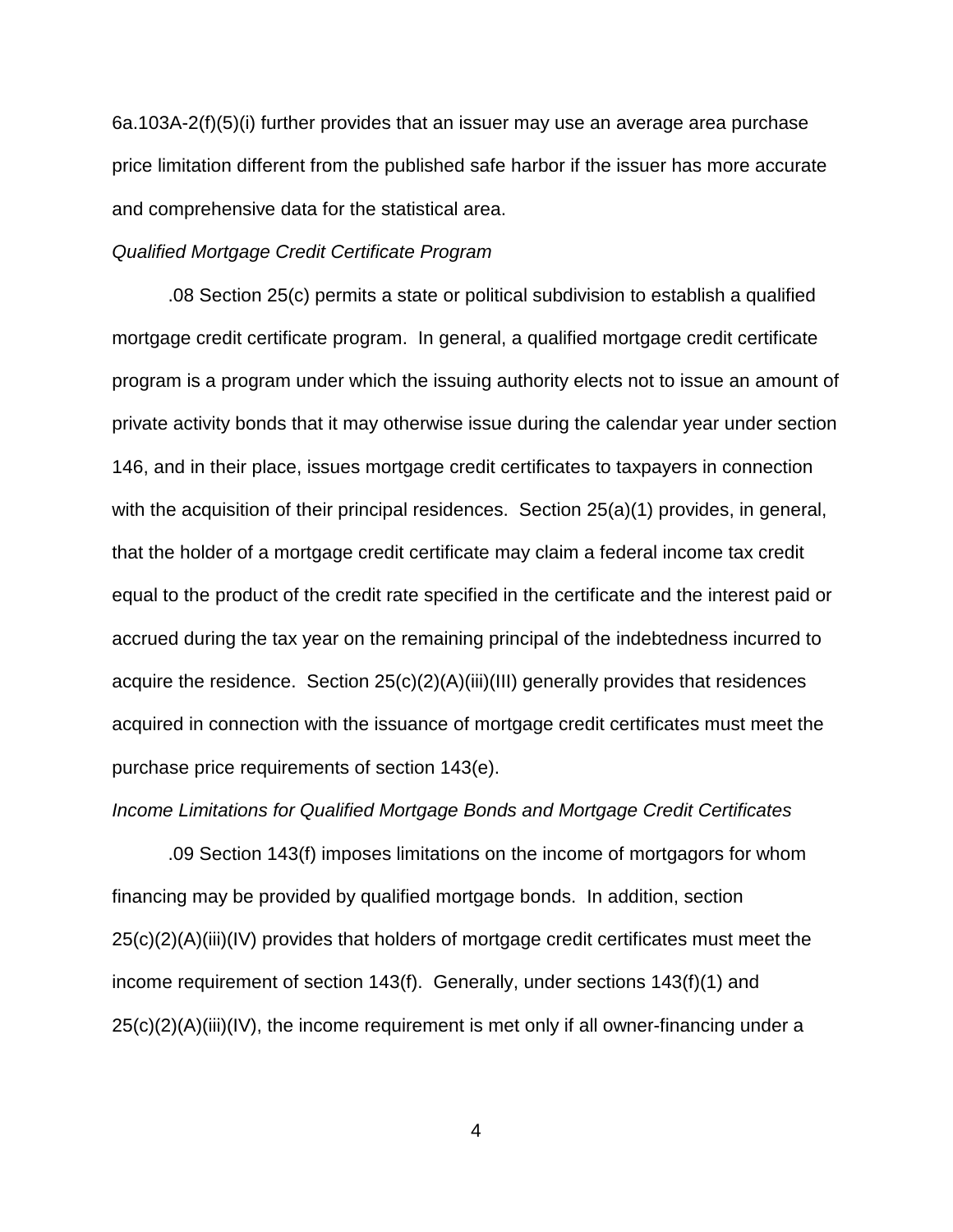6a.103A-2(f)(5)(i) further provides that an issuer may use an average area purchase price limitation different from the published safe harbor if the issuer has more accurate and comprehensive data for the statistical area.

*Qualified Mortgage Credit Certificate Program*

.08 Section 25(c) permits a state or political subdivision to establish a qualified mortgage credit certificate program. In general, a qualified mortgage credit certificate program is a program under which the issuing authority elects not to issue an amount of private activity bonds that it may otherwise issue during the calendar year under section 146, and in their place, issues mortgage credit certificates to taxpayers in connection with the acquisition of their principal residences. Section 25(a)(1) provides, in general, that the holder of a mortgage credit certificate may claim a federal income tax credit equal to the product of the credit rate specified in the certificate and the interest paid or accrued during the tax year on the remaining principal of the indebtedness incurred to acquire the residence. Section 25(c)(2)(A)(iii)(III) generally provides that residences acquired in connection with the issuance of mortgage credit certificates must meet the purchase price requirements of section 143(e).

*Income Limitations for Qualified Mortgage Bonds and Mortgage Credit Certificates*

.09 Section 143(f) imposes limitations on the income of mortgagors for whom financing may be provided by qualified mortgage bonds. In addition, section 25(c)(2)(A)(iii)(IV) provides that holders of mortgage credit certificates must meet the income requirement of section 143(f). Generally, under sections 143(f)(1) and 25(c)(2)(A)(iii)(IV), the income requirement is met only if all owner-financing under a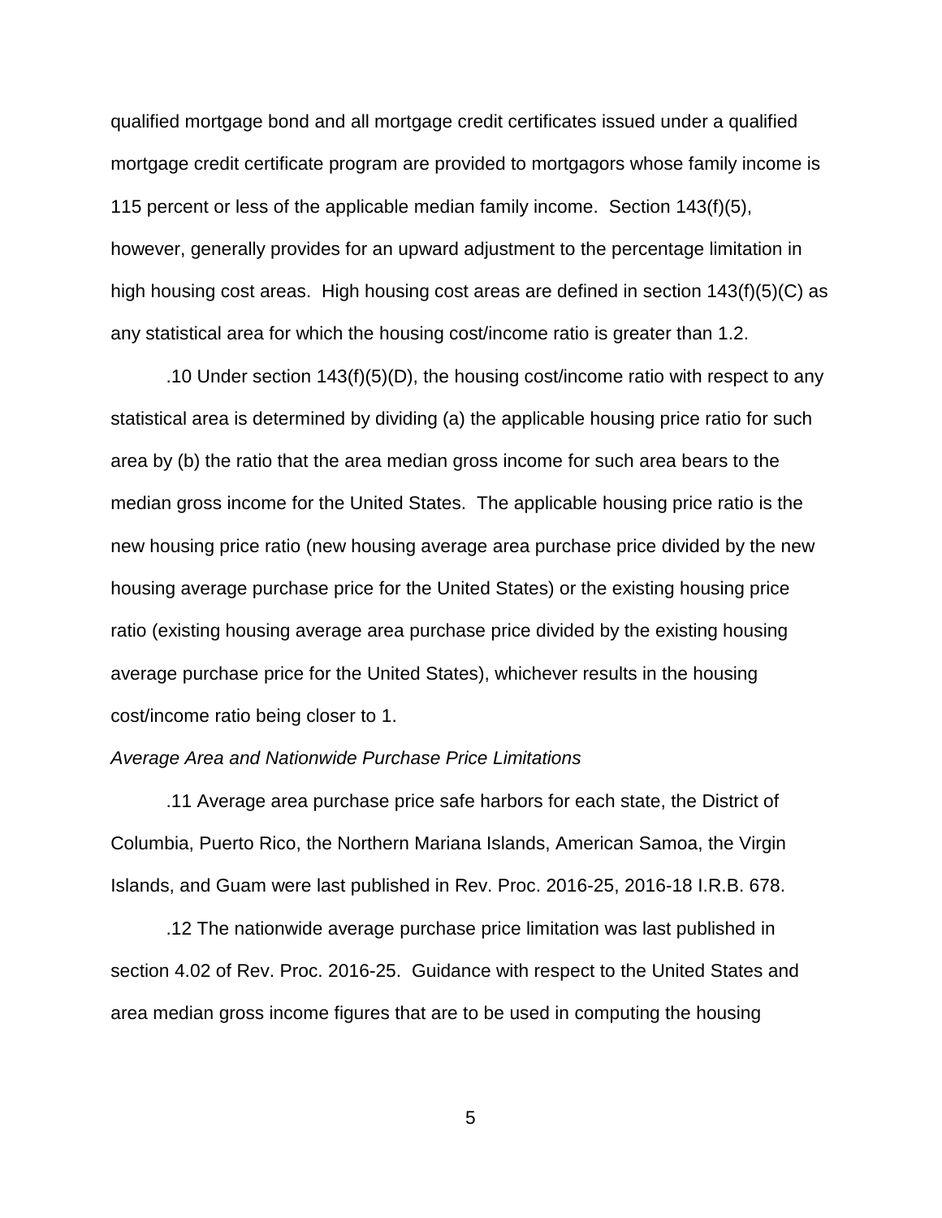qualified mortgage bond and all mortgage credit certificates issued under a qualified mortgage credit certificate program are provided to mortgagors whose family income is 115 percent or less of the applicable median family income. Section 143(f)(5), however, generally provides for an upward adjustment to the percentage limitation in high housing cost areas. High housing cost areas are defined in section 143(f)(5)(C) as any statistical area for which the housing cost/income ratio is greater than 1.2.

.10 Under section 143(f)(5)(D), the housing cost/income ratio with respect to any statistical area is determined by dividing (a) the applicable housing price ratio for such area by (b) the ratio that the area median gross income for such area bears to the median gross income for the United States. The applicable housing price ratio is the new housing price ratio (new housing average area purchase price divided by the new housing average purchase price for the United States) or the existing housing price ratio (existing housing average area purchase price divided by the existing housing average purchase price for the United States), whichever results in the housing cost/income ratio being closer to 1.

*Average Area and Nationwide Purchase Price Limitations*

.11 Average area purchase price safe harbors for each state, the District of Columbia, Puerto Rico, the Northern Mariana Islands, American Samoa, the Virgin Islands, and Guam were last published in Rev. Proc. 2016-25, 2016-18 I.R.B. 678.

.12 The nationwide average purchase price limitation was last published in section 4.02 of Rev. Proc. 2016-25. Guidance with respect to the United States and area median gross income figures that are to be used in computing the housing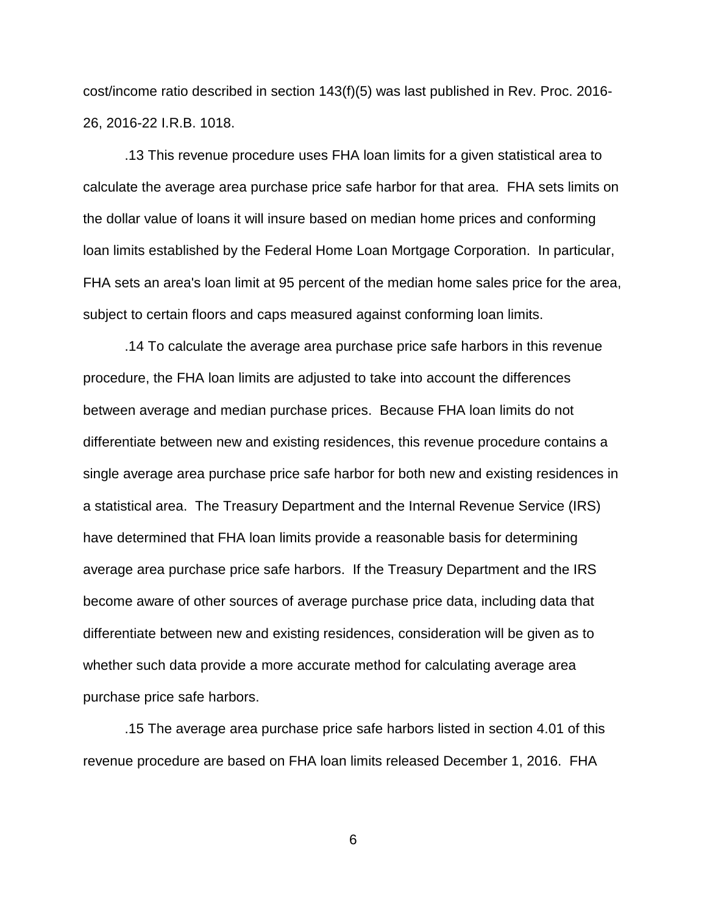cost/income ratio described in section 143(f)(5) was last published in Rev. Proc. 2016-26, 2016-22 I.R.B. 1018.

.13 This revenue procedure uses FHA loan limits for a given statistical area to calculate the average area purchase price safe harbor for that area. FHA sets limits on the dollar value of loans it will insure based on median home prices and conforming loan limits established by the Federal Home Loan Mortgage Corporation. In particular, FHA sets an area's loan limit at 95 percent of the median home sales price for the area, subject to certain floors and caps measured against conforming loan limits.

.14 To calculate the average area purchase price safe harbors in this revenue procedure, the FHA loan limits are adjusted to take into account the differences between average and median purchase prices. Because FHA loan limits do not differentiate between new and existing residences, this revenue procedure contains a single average area purchase price safe harbor for both new and existing residences in a statistical area. The Treasury Department and the Internal Revenue Service (IRS) have determined that FHA loan limits provide a reasonable basis for determining average area purchase price safe harbors. If the Treasury Department and the IRS become aware of other sources of average purchase price data, including data that differentiate between new and existing residences, consideration will be given as to whether such data provide a more accurate method for calculating average area purchase price safe harbors.

.15 The average area purchase price safe harbors listed in section 4.01 of this revenue procedure are based on FHA loan limits released December 1, 2016. FHA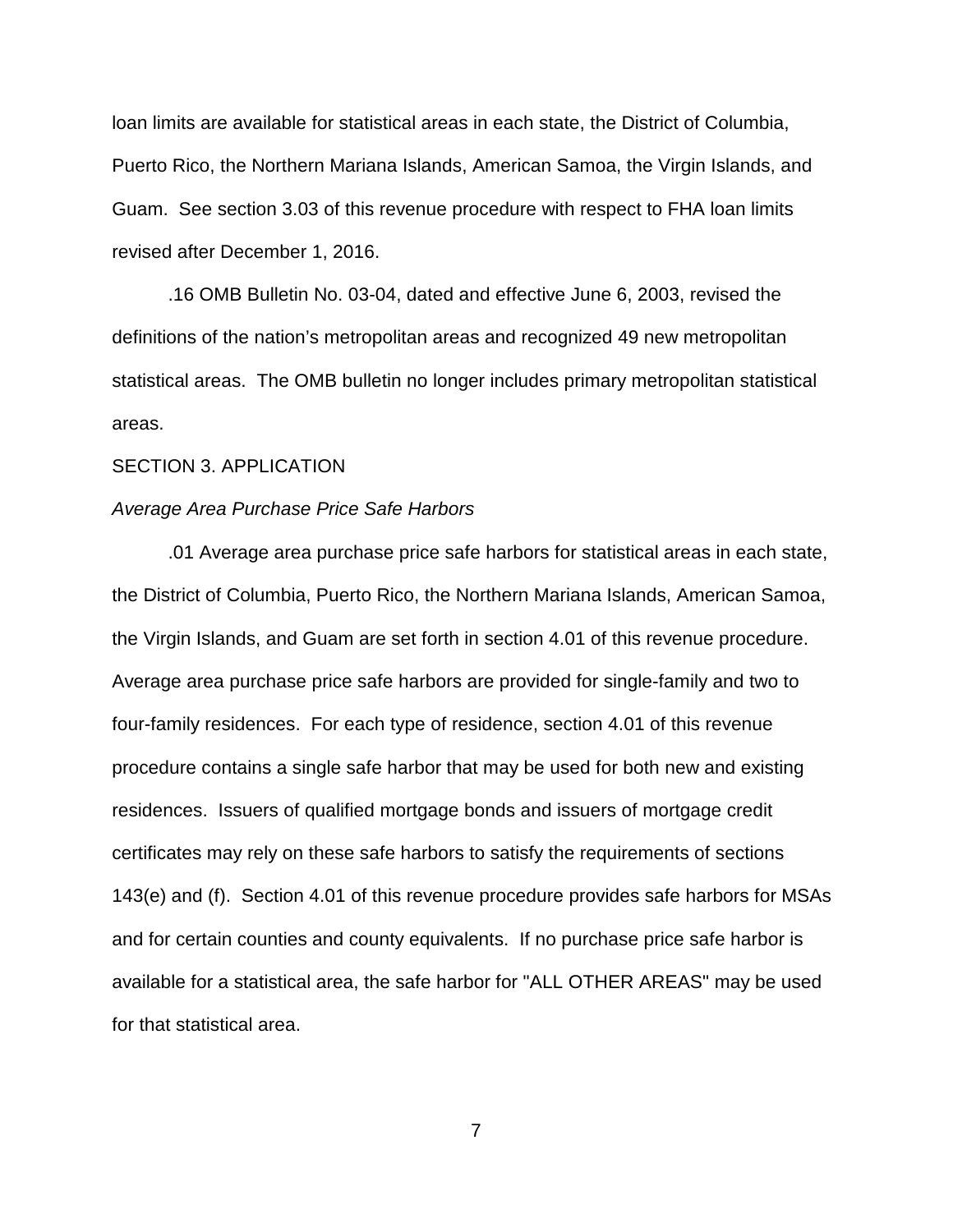loan limits are available for statistical areas in each state, the District of Columbia, Puerto Rico, the Northern Mariana Islands, American Samoa, the Virgin Islands, and Guam. See section 3.03 of this revenue procedure with respect to FHA loan limits revised after December 1, 2016.

.16 OMB Bulletin No. 03-04, dated and effective June 6, 2003, revised the definitions of the nation's metropolitan areas and recognized 49 new metropolitan statistical areas. The OMB bulletin no longer includes primary metropolitan statistical areas.

SECTION 3. APPLICATION

*Average Area Purchase Price Safe Harbors*

.01 Average area purchase price safe harbors for statistical areas in each state, the District of Columbia, Puerto Rico, the Northern Mariana Islands, American Samoa, the Virgin Islands, and Guam are set forth in section 4.01 of this revenue procedure. Average area purchase price safe harbors are provided for single-family and two to four-family residences. For each type of residence, section 4.01 of this revenue procedure contains a single safe harbor that may be used for both new and existing residences. Issuers of qualified mortgage bonds and issuers of mortgage credit certificates may rely on these safe harbors to satisfy the requirements of sections 143(e) and (f). Section 4.01 of this revenue procedure provides safe harbors for MSAs and for certain counties and county equivalents. If no purchase price safe harbor is available for a statistical area, the safe harbor for "ALL OTHER AREAS" may be used for that statistical area.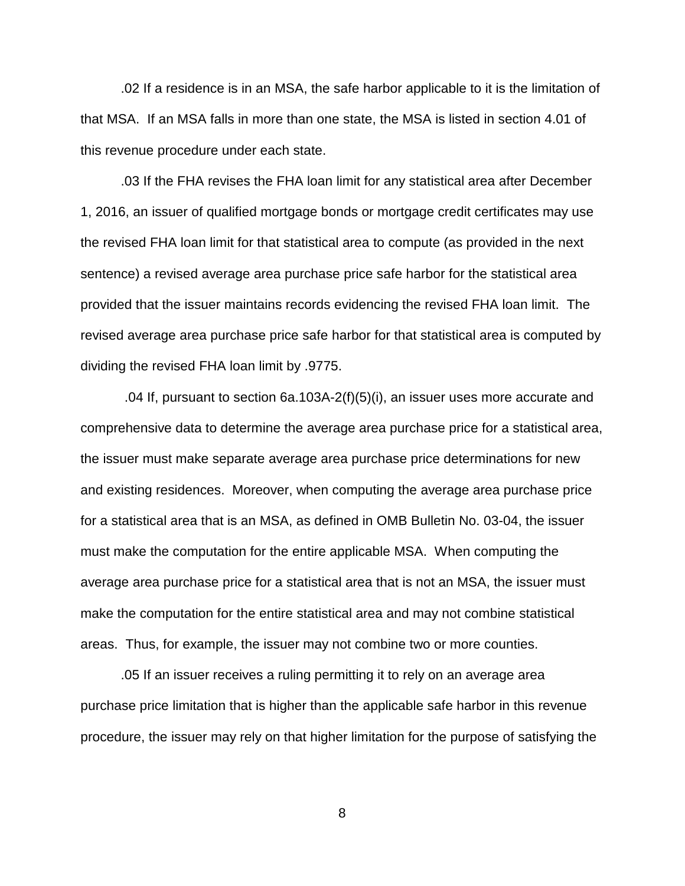.02 If a residence is in an MSA, the safe harbor applicable to it is the limitation of that MSA. If an MSA falls in more than one state, the MSA is listed in section 4.01 of this revenue procedure under each state.

.03 If the FHA revises the FHA loan limit for any statistical area after December 1, 2016, an issuer of qualified mortgage bonds or mortgage credit certificates may use the revised FHA loan limit for that statistical area to compute (as provided in the next sentence) a revised average area purchase price safe harbor for the statistical area provided that the issuer maintains records evidencing the revised FHA loan limit. The revised average area purchase price safe harbor for that statistical area is computed by dividing the revised FHA loan limit by .9775.

.04 If, pursuant to section 6a.103A-2(f)(5)(i), an issuer uses more accurate and comprehensive data to determine the average area purchase price for a statistical area, the issuer must make separate average area purchase price determinations for new and existing residences. Moreover, when computing the average area purchase price for a statistical area that is an MSA, as defined in OMB Bulletin No. 03-04, the issuer must make the computation for the entire applicable MSA. When computing the average area purchase price for a statistical area that is not an MSA, the issuer must make the computation for the entire statistical area and may not combine statistical areas. Thus, for example, the issuer may not combine two or more counties.

.05 If an issuer receives a ruling permitting it to rely on an average area purchase price limitation that is higher than the applicable safe harbor in this revenue procedure, the issuer may rely on that higher limitation for the purpose of satisfying the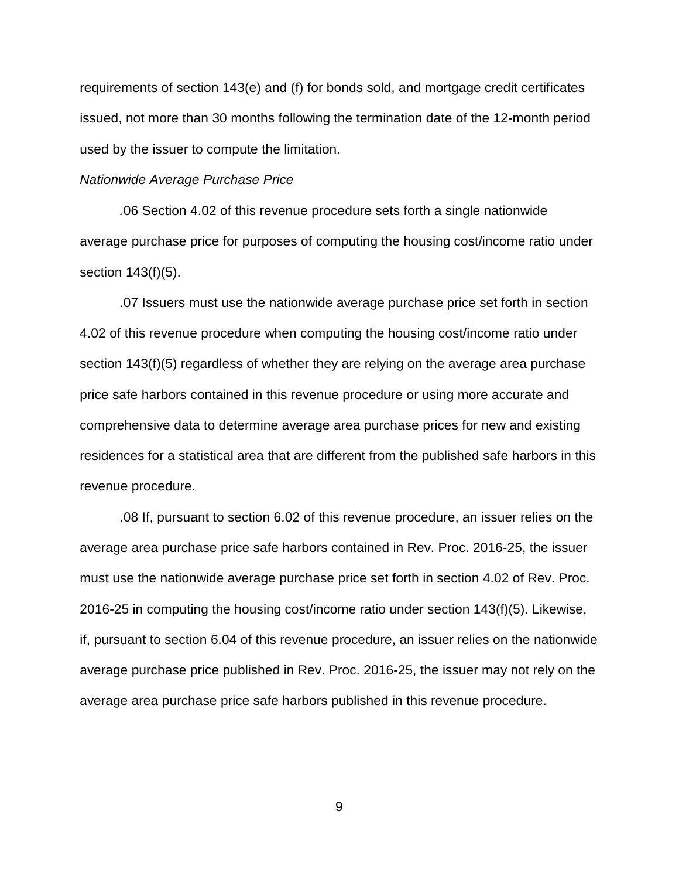requirements of section 143(e) and (f) for bonds sold, and mortgage credit certificates issued, not more than 30 months following the termination date of the 12-month period used by the issuer to compute the limitation.

*Nationwide Average Purchase Price*

.06 Section 4.02 of this revenue procedure sets forth a single nationwide average purchase price for purposes of computing the housing cost/income ratio under section 143(f)(5).

.07 Issuers must use the nationwide average purchase price set forth in section 4.02 of this revenue procedure when computing the housing cost/income ratio under section 143(f)(5) regardless of whether they are relying on the average area purchase price safe harbors contained in this revenue procedure or using more accurate and comprehensive data to determine average area purchase prices for new and existing residences for a statistical area that are different from the published safe harbors in this revenue procedure.

.08 If, pursuant to section 6.02 of this revenue procedure, an issuer relies on the average area purchase price safe harbors contained in Rev. Proc. 2016-25, the issuer must use the nationwide average purchase price set forth in section 4.02 of Rev. Proc. 2016-25 in computing the housing cost/income ratio under section 143(f)(5). Likewise, if, pursuant to section 6.04 of this revenue procedure, an issuer relies on the nationwide average purchase price published in Rev. Proc. 2016-25, the issuer may not rely on the average area purchase price safe harbors published in this revenue procedure.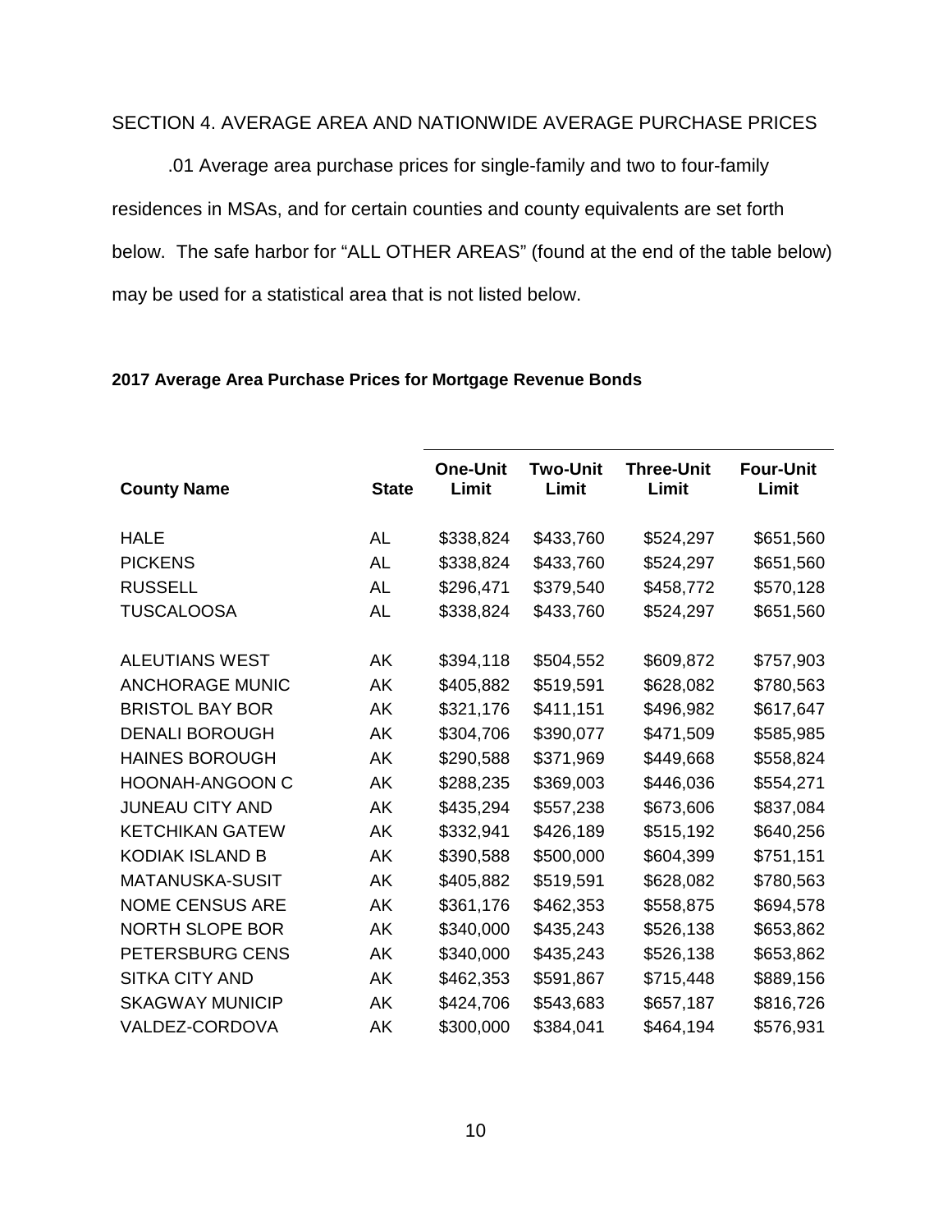SECTION 4. AVERAGE AREA AND NATIONWIDE AVERAGE PURCHASE PRICES

.01 Average area purchase prices for single-family and two to four-family residences in MSAs, and for certain counties and county equivalents are set forth below. The safe harbor for "ALL OTHER AREAS" (found at the end of the table below) may be used for a statistical area that is not listed below.

**2017 Average Area Purchase Prices for Mortgage Revenue Bonds**

| County Name | State | One-Unit Limit | Two-Unit Limit | Three-Unit Limit | Four-Unit Limit |
|---|---|---|---|---|---|
| HALE | AL | $338,824 | $433,760 | $524,297 | $651,560 |
| PICKENS | AL | $338,824 | $433,760 | $524,297 | $651,560 |
| RUSSELL | AL | $296,471 | $379,540 | $458,772 | $570,128 |
| TUSCALOOSA | AL | $338,824 | $433,760 | $524,297 | $651,560 |
| ALEUTIANS WEST | AK | $394,118 | $504,552 | $609,872 | $757,903 |
| ANCHORAGE MUNIC | AK | $405,882 | $519,591 | $628,082 | $780,563 |
| BRISTOL BAY BOR | AK | $321,176 | $411,151 | $496,982 | $617,647 |
| DENALI BOROUGH | AK | $304,706 | $390,077 | $471,509 | $585,985 |
| HAINES BOROUGH | AK | $290,588 | $371,969 | $449,668 | $558,824 |
| HOONAH-ANGOON C | AK | $288,235 | $369,003 | $446,036 | $554,271 |
| JUNEAU CITY AND | AK | $435,294 | $557,238 | $673,606 | $837,084 |
| KETCHIKAN GATEW | AK | $332,941 | $426,189 | $515,192 | $640,256 |
| KODIAK ISLAND B | AK | $390,588 | $500,000 | $604,399 | $751,151 |
| MATANUSKA-SUSIT | AK | $405,882 | $519,591 | $628,082 | $780,563 |
| NOME CENSUS ARE | AK | $361,176 | $462,353 | $558,875 | $694,578 |
| NORTH SLOPE BOR | AK | $340,000 | $435,243 | $526,138 | $653,862 |
| PETERSBURG CENS | AK | $340,000 | $435,243 | $526,138 | $653,862 |
| SITKA CITY AND | AK | $462,353 | $591,867 | $715,448 | $889,156 |
| SKAGWAY MUNICIP | AK | $424,706 | $543,683 | $657,187 | $816,726 |
| VALDEZ-CORDOVA | AK | $300,000 | $384,041 | $464,194 | $576,931 |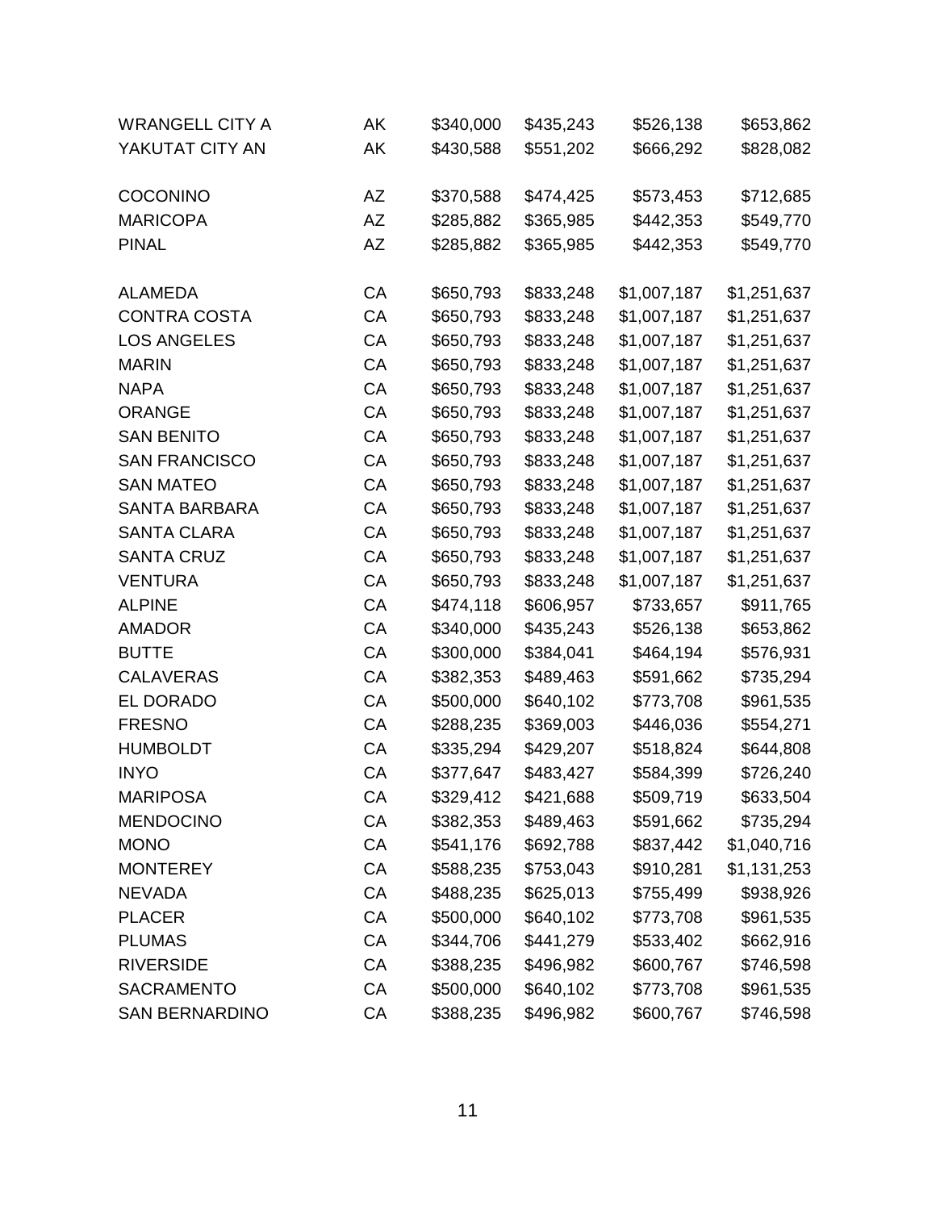| | | | | | |
|---|---|---|---|---|---|
| WRANGELL CITY A | AK | $340,000 | $435,243 | $526,138 | $653,862 |
| YAKUTAT CITY AN | AK | $430,588 | $551,202 | $666,292 | $828,082 |
| | | | | | |
| COCONINO | AZ | $370,588 | $474,425 | $573,453 | $712,685 |
| MARICOPA | AZ | $285,882 | $365,985 | $442,353 | $549,770 |
| PINAL | AZ | $285,882 | $365,985 | $442,353 | $549,770 |
| | | | | | |
| ALAMEDA | CA | $650,793 | $833,248 | $1,007,187 | $1,251,637 |
| CONTRA COSTA | CA | $650,793 | $833,248 | $1,007,187 | $1,251,637 |
| LOS ANGELES | CA | $650,793 | $833,248 | $1,007,187 | $1,251,637 |
| MARIN | CA | $650,793 | $833,248 | $1,007,187 | $1,251,637 |
| NAPA | CA | $650,793 | $833,248 | $1,007,187 | $1,251,637 |
| ORANGE | CA | $650,793 | $833,248 | $1,007,187 | $1,251,637 |
| SAN BENITO | CA | $650,793 | $833,248 | $1,007,187 | $1,251,637 |
| SAN FRANCISCO | CA | $650,793 | $833,248 | $1,007,187 | $1,251,637 |
| SAN MATEO | CA | $650,793 | $833,248 | $1,007,187 | $1,251,637 |
| SANTA BARBARA | CA | $650,793 | $833,248 | $1,007,187 | $1,251,637 |
| SANTA CLARA | CA | $650,793 | $833,248 | $1,007,187 | $1,251,637 |
| SANTA CRUZ | CA | $650,793 | $833,248 | $1,007,187 | $1,251,637 |
| VENTURA | CA | $650,793 | $833,248 | $1,007,187 | $1,251,637 |
| ALPINE | CA | $474,118 | $606,957 | $733,657 | $911,765 |
| AMADOR | CA | $340,000 | $435,243 | $526,138 | $653,862 |
| BUTTE | CA | $300,000 | $384,041 | $464,194 | $576,931 |
| CALAVERAS | CA | $382,353 | $489,463 | $591,662 | $735,294 |
| EL DORADO | CA | $500,000 | $640,102 | $773,708 | $961,535 |
| FRESNO | CA | $288,235 | $369,003 | $446,036 | $554,271 |
| HUMBOLDT | CA | $335,294 | $429,207 | $518,824 | $644,808 |
| INYO | CA | $377,647 | $483,427 | $584,399 | $726,240 |
| MARIPOSA | CA | $329,412 | $421,688 | $509,719 | $633,504 |
| MENDOCINO | CA | $382,353 | $489,463 | $591,662 | $735,294 |
| MONO | CA | $541,176 | $692,788 | $837,442 | $1,040,716 |
| MONTEREY | CA | $588,235 | $753,043 | $910,281 | $1,131,253 |
| NEVADA | CA | $488,235 | $625,013 | $755,499 | $938,926 |
| PLACER | CA | $500,000 | $640,102 | $773,708 | $961,535 |
| PLUMAS | CA | $344,706 | $441,279 | $533,402 | $662,916 |
| RIVERSIDE | CA | $388,235 | $496,982 | $600,767 | $746,598 |
| SACRAMENTO | CA | $500,000 | $640,102 | $773,708 | $961,535 |
| SAN BERNARDINO | CA | $388,235 | $496,982 | $600,767 | $746,598 |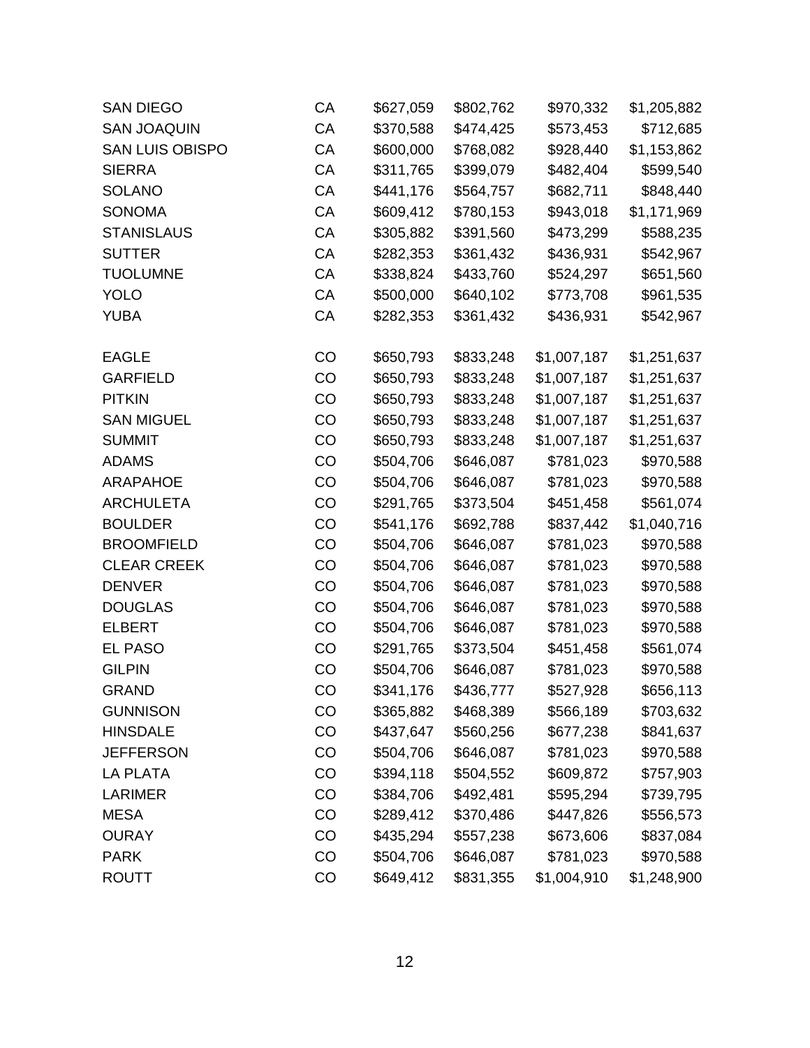| | | | | | |
|---|---|---|---|---|---|
| SAN DIEGO | CA | $627,059 | $802,762 | $970,332 | $1,205,882 |
| SAN JOAQUIN | CA | $370,588 | $474,425 | $573,453 | $712,685 |
| SAN LUIS OBISPO | CA | $600,000 | $768,082 | $928,440 | $1,153,862 |
| SIERRA | CA | $311,765 | $399,079 | $482,404 | $599,540 |
| SOLANO | CA | $441,176 | $564,757 | $682,711 | $848,440 |
| SONOMA | CA | $609,412 | $780,153 | $943,018 | $1,171,969 |
| STANISLAUS | CA | $305,882 | $391,560 | $473,299 | $588,235 |
| SUTTER | CA | $282,353 | $361,432 | $436,931 | $542,967 |
| TUOLUMNE | CA | $338,824 | $433,760 | $524,297 | $651,560 |
| YOLO | CA | $500,000 | $640,102 | $773,708 | $961,535 |
| YUBA | CA | $282,353 | $361,432 | $436,931 | $542,967 |
| | | | | | |
| EAGLE | CO | $650,793 | $833,248 | $1,007,187 | $1,251,637 |
| GARFIELD | CO | $650,793 | $833,248 | $1,007,187 | $1,251,637 |
| PITKIN | CO | $650,793 | $833,248 | $1,007,187 | $1,251,637 |
| SAN MIGUEL | CO | $650,793 | $833,248 | $1,007,187 | $1,251,637 |
| SUMMIT | CO | $650,793 | $833,248 | $1,007,187 | $1,251,637 |
| ADAMS | CO | $504,706 | $646,087 | $781,023 | $970,588 |
| ARAPAHOE | CO | $504,706 | $646,087 | $781,023 | $970,588 |
| ARCHULETA | CO | $291,765 | $373,504 | $451,458 | $561,074 |
| BOULDER | CO | $541,176 | $692,788 | $837,442 | $1,040,716 |
| BROOMFIELD | CO | $504,706 | $646,087 | $781,023 | $970,588 |
| CLEAR CREEK | CO | $504,706 | $646,087 | $781,023 | $970,588 |
| DENVER | CO | $504,706 | $646,087 | $781,023 | $970,588 |
| DOUGLAS | CO | $504,706 | $646,087 | $781,023 | $970,588 |
| ELBERT | CO | $504,706 | $646,087 | $781,023 | $970,588 |
| EL PASO | CO | $291,765 | $373,504 | $451,458 | $561,074 |
| GILPIN | CO | $504,706 | $646,087 | $781,023 | $970,588 |
| GRAND | CO | $341,176 | $436,777 | $527,928 | $656,113 |
| GUNNISON | CO | $365,882 | $468,389 | $566,189 | $703,632 |
| HINSDALE | CO | $437,647 | $560,256 | $677,238 | $841,637 |
| JEFFERSON | CO | $504,706 | $646,087 | $781,023 | $970,588 |
| LA PLATA | CO | $394,118 | $504,552 | $609,872 | $757,903 |
| LARIMER | CO | $384,706 | $492,481 | $595,294 | $739,795 |
| MESA | CO | $289,412 | $370,486 | $447,826 | $556,573 |
| OURAY | CO | $435,294 | $557,238 | $673,606 | $837,084 |
| PARK | CO | $504,706 | $646,087 | $781,023 | $970,588 |
| ROUTT | CO | $649,412 | $831,355 | $1,004,910 | $1,248,900 |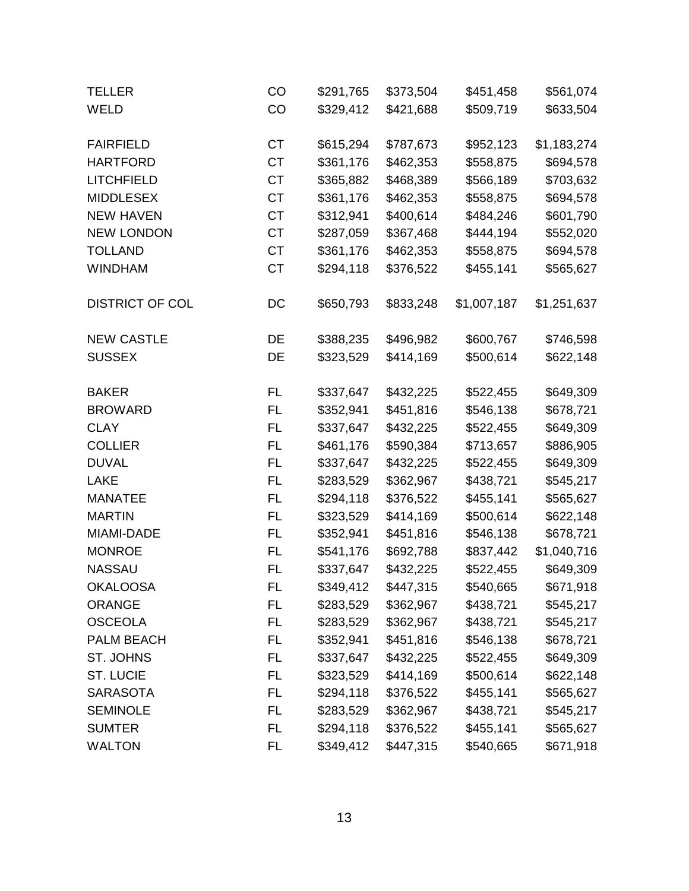| | | | | | |
|---|---|---|---|---|---|
| TELLER | CO | $291,765 | $373,504 | $451,458 | $561,074 |
| WELD | CO | $329,412 | $421,688 | $509,719 | $633,504 |
| | | | | | |
| FAIRFIELD | CT | $615,294 | $787,673 | $952,123 | $1,183,274 |
| HARTFORD | CT | $361,176 | $462,353 | $558,875 | $694,578 |
| LITCHFIELD | CT | $365,882 | $468,389 | $566,189 | $703,632 |
| MIDDLESEX | CT | $361,176 | $462,353 | $558,875 | $694,578 |
| NEW HAVEN | CT | $312,941 | $400,614 | $484,246 | $601,790 |
| NEW LONDON | CT | $287,059 | $367,468 | $444,194 | $552,020 |
| TOLLAND | CT | $361,176 | $462,353 | $558,875 | $694,578 |
| WINDHAM | CT | $294,118 | $376,522 | $455,141 | $565,627 |
| | | | | | |
| DISTRICT OF COL | DC | $650,793 | $833,248 | $1,007,187 | $1,251,637 |
| | | | | | |
| NEW CASTLE | DE | $388,235 | $496,982 | $600,767 | $746,598 |
| SUSSEX | DE | $323,529 | $414,169 | $500,614 | $622,148 |
| | | | | | |
| BAKER | FL | $337,647 | $432,225 | $522,455 | $649,309 |
| BROWARD | FL | $352,941 | $451,816 | $546,138 | $678,721 |
| CLAY | FL | $337,647 | $432,225 | $522,455 | $649,309 |
| COLLIER | FL | $461,176 | $590,384 | $713,657 | $886,905 |
| DUVAL | FL | $337,647 | $432,225 | $522,455 | $649,309 |
| LAKE | FL | $283,529 | $362,967 | $438,721 | $545,217 |
| MANATEE | FL | $294,118 | $376,522 | $455,141 | $565,627 |
| MARTIN | FL | $323,529 | $414,169 | $500,614 | $622,148 |
| MIAMI-DADE | FL | $352,941 | $451,816 | $546,138 | $678,721 |
| MONROE | FL | $541,176 | $692,788 | $837,442 | $1,040,716 |
| NASSAU | FL | $337,647 | $432,225 | $522,455 | $649,309 |
| OKALOOSA | FL | $349,412 | $447,315 | $540,665 | $671,918 |
| ORANGE | FL | $283,529 | $362,967 | $438,721 | $545,217 |
| OSCEOLA | FL | $283,529 | $362,967 | $438,721 | $545,217 |
| PALM BEACH | FL | $352,941 | $451,816 | $546,138 | $678,721 |
| ST. JOHNS | FL | $337,647 | $432,225 | $522,455 | $649,309 |
| ST. LUCIE | FL | $323,529 | $414,169 | $500,614 | $622,148 |
| SARASOTA | FL | $294,118 | $376,522 | $455,141 | $565,627 |
| SEMINOLE | FL | $283,529 | $362,967 | $438,721 | $545,217 |
| SUMTER | FL | $294,118 | $376,522 | $455,141 | $565,627 |
| WALTON | FL | $349,412 | $447,315 | $540,665 | $671,918 |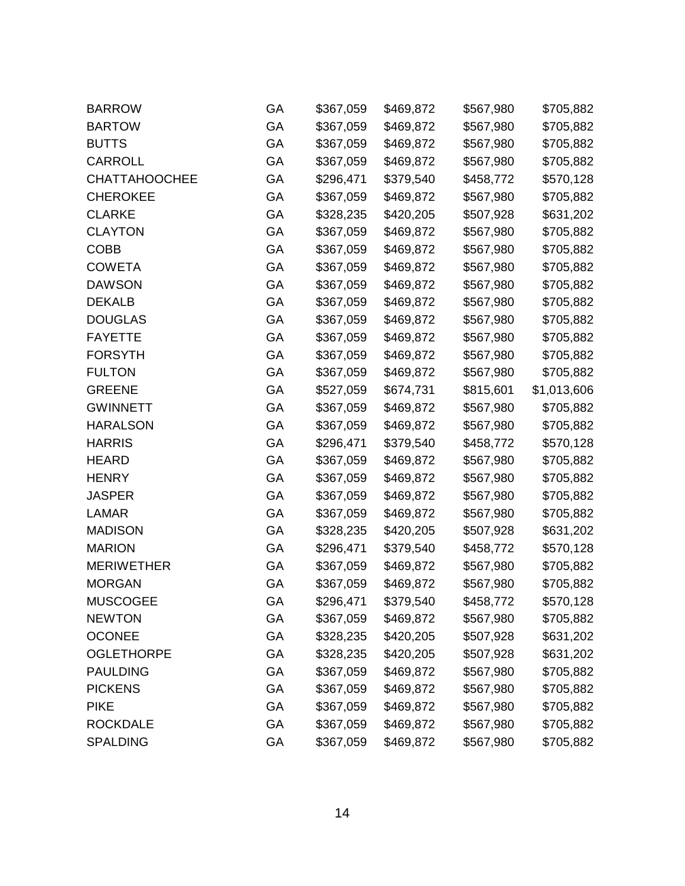| | | | | | |
|---|---|---|---|---|---|
| BARROW | GA | $367,059 | $469,872 | $567,980 | $705,882 |
| BARTOW | GA | $367,059 | $469,872 | $567,980 | $705,882 |
| BUTTS | GA | $367,059 | $469,872 | $567,980 | $705,882 |
| CARROLL | GA | $367,059 | $469,872 | $567,980 | $705,882 |
| CHATTAHOOCHEE | GA | $296,471 | $379,540 | $458,772 | $570,128 |
| CHEROKEE | GA | $367,059 | $469,872 | $567,980 | $705,882 |
| CLARKE | GA | $328,235 | $420,205 | $507,928 | $631,202 |
| CLAYTON | GA | $367,059 | $469,872 | $567,980 | $705,882 |
| COBB | GA | $367,059 | $469,872 | $567,980 | $705,882 |
| COWETA | GA | $367,059 | $469,872 | $567,980 | $705,882 |
| DAWSON | GA | $367,059 | $469,872 | $567,980 | $705,882 |
| DEKALB | GA | $367,059 | $469,872 | $567,980 | $705,882 |
| DOUGLAS | GA | $367,059 | $469,872 | $567,980 | $705,882 |
| FAYETTE | GA | $367,059 | $469,872 | $567,980 | $705,882 |
| FORSYTH | GA | $367,059 | $469,872 | $567,980 | $705,882 |
| FULTON | GA | $367,059 | $469,872 | $567,980 | $705,882 |
| GREENE | GA | $527,059 | $674,731 | $815,601 | $1,013,606 |
| GWINNETT | GA | $367,059 | $469,872 | $567,980 | $705,882 |
| HARALSON | GA | $367,059 | $469,872 | $567,980 | $705,882 |
| HARRIS | GA | $296,471 | $379,540 | $458,772 | $570,128 |
| HEARD | GA | $367,059 | $469,872 | $567,980 | $705,882 |
| HENRY | GA | $367,059 | $469,872 | $567,980 | $705,882 |
| JASPER | GA | $367,059 | $469,872 | $567,980 | $705,882 |
| LAMAR | GA | $367,059 | $469,872 | $567,980 | $705,882 |
| MADISON | GA | $328,235 | $420,205 | $507,928 | $631,202 |
| MARION | GA | $296,471 | $379,540 | $458,772 | $570,128 |
| MERIWETHER | GA | $367,059 | $469,872 | $567,980 | $705,882 |
| MORGAN | GA | $367,059 | $469,872 | $567,980 | $705,882 |
| MUSCOGEE | GA | $296,471 | $379,540 | $458,772 | $570,128 |
| NEWTON | GA | $367,059 | $469,872 | $567,980 | $705,882 |
| OCONEE | GA | $328,235 | $420,205 | $507,928 | $631,202 |
| OGLETHORPE | GA | $328,235 | $420,205 | $507,928 | $631,202 |
| PAULDING | GA | $367,059 | $469,872 | $567,980 | $705,882 |
| PICKENS | GA | $367,059 | $469,872 | $567,980 | $705,882 |
| PIKE | GA | $367,059 | $469,872 | $567,980 | $705,882 |
| ROCKDALE | GA | $367,059 | $469,872 | $567,980 | $705,882 |
| SPALDING | GA | $367,059 | $469,872 | $567,980 | $705,882 |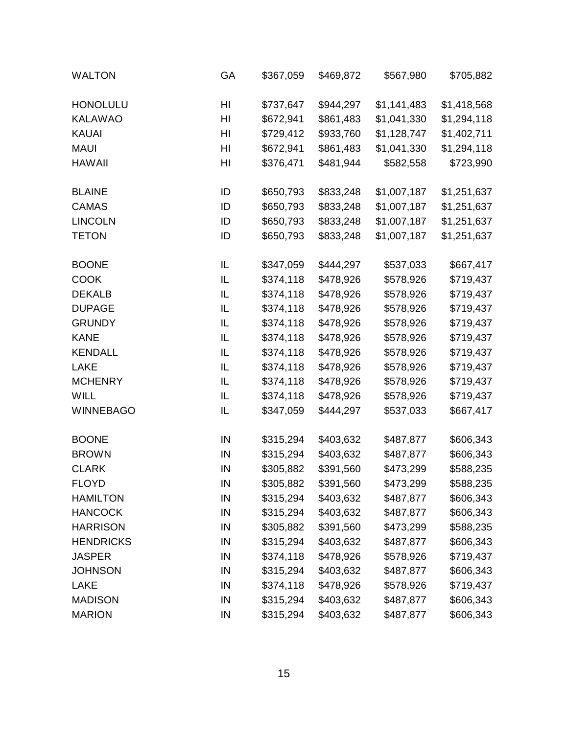| | | | | | |
|---|---|---|---|---|---|
| WALTON | GA | $367,059 | $469,872 | $567,980 | $705,882 |
| HONOLULU | HI | $737,647 | $944,297 | $1,141,483 | $1,418,568 |
| KALAWAO | HI | $672,941 | $861,483 | $1,041,330 | $1,294,118 |
| KAUAI | HI | $729,412 | $933,760 | $1,128,747 | $1,402,711 |
| MAUI | HI | $672,941 | $861,483 | $1,041,330 | $1,294,118 |
| HAWAII | HI | $376,471 | $481,944 | $582,558 | $723,990 |
| BLAINE | ID | $650,793 | $833,248 | $1,007,187 | $1,251,637 |
| CAMAS | ID | $650,793 | $833,248 | $1,007,187 | $1,251,637 |
| LINCOLN | ID | $650,793 | $833,248 | $1,007,187 | $1,251,637 |
| TETON | ID | $650,793 | $833,248 | $1,007,187 | $1,251,637 |
| BOONE | IL | $347,059 | $444,297 | $537,033 | $667,417 |
| COOK | IL | $374,118 | $478,926 | $578,926 | $719,437 |
| DEKALB | IL | $374,118 | $478,926 | $578,926 | $719,437 |
| DUPAGE | IL | $374,118 | $478,926 | $578,926 | $719,437 |
| GRUNDY | IL | $374,118 | $478,926 | $578,926 | $719,437 |
| KANE | IL | $374,118 | $478,926 | $578,926 | $719,437 |
| KENDALL | IL | $374,118 | $478,926 | $578,926 | $719,437 |
| LAKE | IL | $374,118 | $478,926 | $578,926 | $719,437 |
| MCHENRY | IL | $374,118 | $478,926 | $578,926 | $719,437 |
| WILL | IL | $374,118 | $478,926 | $578,926 | $719,437 |
| WINNEBAGO | IL | $347,059 | $444,297 | $537,033 | $667,417 |
| BOONE | IN | $315,294 | $403,632 | $487,877 | $606,343 |
| BROWN | IN | $315,294 | $403,632 | $487,877 | $606,343 |
| CLARK | IN | $305,882 | $391,560 | $473,299 | $588,235 |
| FLOYD | IN | $305,882 | $391,560 | $473,299 | $588,235 |
| HAMILTON | IN | $315,294 | $403,632 | $487,877 | $606,343 |
| HANCOCK | IN | $315,294 | $403,632 | $487,877 | $606,343 |
| HARRISON | IN | $305,882 | $391,560 | $473,299 | $588,235 |
| HENDRICKS | IN | $315,294 | $403,632 | $487,877 | $606,343 |
| JASPER | IN | $374,118 | $478,926 | $578,926 | $719,437 |
| JOHNSON | IN | $315,294 | $403,632 | $487,877 | $606,343 |
| LAKE | IN | $374,118 | $478,926 | $578,926 | $719,437 |
| MADISON | IN | $315,294 | $403,632 | $487,877 | $606,343 |
| MARION | IN | $315,294 | $403,632 | $487,877 | $606,343 |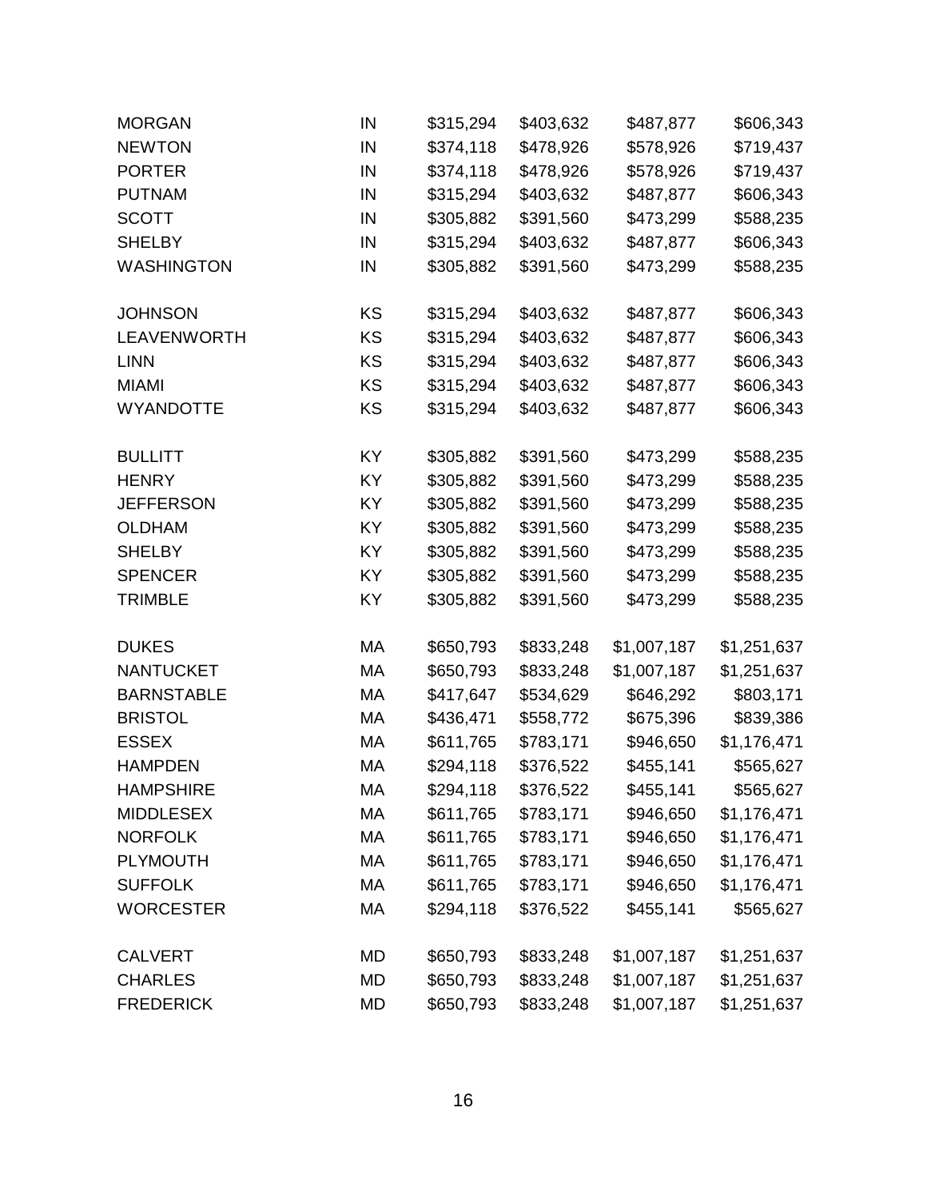| | | | | | |
|---|---|---|---|---|---|
| MORGAN | IN | $315,294 | $403,632 | $487,877 | $606,343 |
| NEWTON | IN | $374,118 | $478,926 | $578,926 | $719,437 |
| PORTER | IN | $374,118 | $478,926 | $578,926 | $719,437 |
| PUTNAM | IN | $315,294 | $403,632 | $487,877 | $606,343 |
| SCOTT | IN | $305,882 | $391,560 | $473,299 | $588,235 |
| SHELBY | IN | $315,294 | $403,632 | $487,877 | $606,343 |
| WASHINGTON | IN | $305,882 | $391,560 | $473,299 | $588,235 |
| | | | | | |
| JOHNSON | KS | $315,294 | $403,632 | $487,877 | $606,343 |
| LEAVENWORTH | KS | $315,294 | $403,632 | $487,877 | $606,343 |
| LINN | KS | $315,294 | $403,632 | $487,877 | $606,343 |
| MIAMI | KS | $315,294 | $403,632 | $487,877 | $606,343 |
| WYANDOTTE | KS | $315,294 | $403,632 | $487,877 | $606,343 |
| | | | | | |
| BULLITT | KY | $305,882 | $391,560 | $473,299 | $588,235 |
| HENRY | KY | $305,882 | $391,560 | $473,299 | $588,235 |
| JEFFERSON | KY | $305,882 | $391,560 | $473,299 | $588,235 |
| OLDHAM | KY | $305,882 | $391,560 | $473,299 | $588,235 |
| SHELBY | KY | $305,882 | $391,560 | $473,299 | $588,235 |
| SPENCER | KY | $305,882 | $391,560 | $473,299 | $588,235 |
| TRIMBLE | KY | $305,882 | $391,560 | $473,299 | $588,235 |
| | | | | | |
| DUKES | MA | $650,793 | $833,248 | $1,007,187 | $1,251,637 |
| NANTUCKET | MA | $650,793 | $833,248 | $1,007,187 | $1,251,637 |
| BARNSTABLE | MA | $417,647 | $534,629 | $646,292 | $803,171 |
| BRISTOL | MA | $436,471 | $558,772 | $675,396 | $839,386 |
| ESSEX | MA | $611,765 | $783,171 | $946,650 | $1,176,471 |
| HAMPDEN | MA | $294,118 | $376,522 | $455,141 | $565,627 |
| HAMPSHIRE | MA | $294,118 | $376,522 | $455,141 | $565,627 |
| MIDDLESEX | MA | $611,765 | $783,171 | $946,650 | $1,176,471 |
| NORFOLK | MA | $611,765 | $783,171 | $946,650 | $1,176,471 |
| PLYMOUTH | MA | $611,765 | $783,171 | $946,650 | $1,176,471 |
| SUFFOLK | MA | $611,765 | $783,171 | $946,650 | $1,176,471 |
| WORCESTER | MA | $294,118 | $376,522 | $455,141 | $565,627 |
| | | | | | |
| CALVERT | MD | $650,793 | $833,248 | $1,007,187 | $1,251,637 |
| CHARLES | MD | $650,793 | $833,248 | $1,007,187 | $1,251,637 |
| FREDERICK | MD | $650,793 | $833,248 | $1,007,187 | $1,251,637 |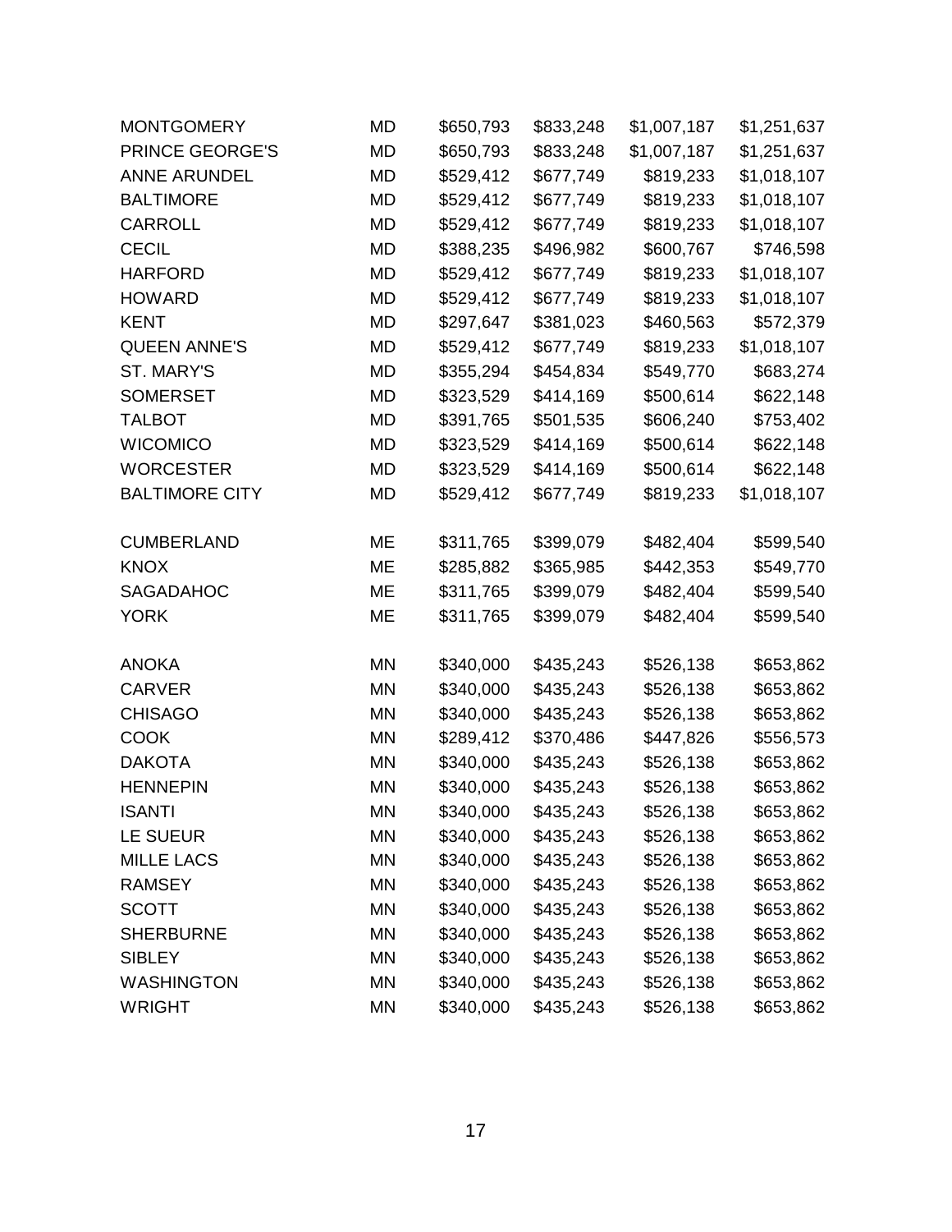| | | | | | |
|---|---|---|---|---|---|
| MONTGOMERY | MD | $650,793 | $833,248 | $1,007,187 | $1,251,637 |
| PRINCE GEORGE'S | MD | $650,793 | $833,248 | $1,007,187 | $1,251,637 |
| ANNE ARUNDEL | MD | $529,412 | $677,749 | $819,233 | $1,018,107 |
| BALTIMORE | MD | $529,412 | $677,749 | $819,233 | $1,018,107 |
| CARROLL | MD | $529,412 | $677,749 | $819,233 | $1,018,107 |
| CECIL | MD | $388,235 | $496,982 | $600,767 | $746,598 |
| HARFORD | MD | $529,412 | $677,749 | $819,233 | $1,018,107 |
| HOWARD | MD | $529,412 | $677,749 | $819,233 | $1,018,107 |
| KENT | MD | $297,647 | $381,023 | $460,563 | $572,379 |
| QUEEN ANNE'S | MD | $529,412 | $677,749 | $819,233 | $1,018,107 |
| ST. MARY'S | MD | $355,294 | $454,834 | $549,770 | $683,274 |
| SOMERSET | MD | $323,529 | $414,169 | $500,614 | $622,148 |
| TALBOT | MD | $391,765 | $501,535 | $606,240 | $753,402 |
| WICOMICO | MD | $323,529 | $414,169 | $500,614 | $622,148 |
| WORCESTER | MD | $323,529 | $414,169 | $500,614 | $622,148 |
| BALTIMORE CITY | MD | $529,412 | $677,749 | $819,233 | $1,018,107 |
| | | | | | |
| CUMBERLAND | ME | $311,765 | $399,079 | $482,404 | $599,540 |
| KNOX | ME | $285,882 | $365,985 | $442,353 | $549,770 |
| SAGADAHOC | ME | $311,765 | $399,079 | $482,404 | $599,540 |
| YORK | ME | $311,765 | $399,079 | $482,404 | $599,540 |
| | | | | | |
| ANOKA | MN | $340,000 | $435,243 | $526,138 | $653,862 |
| CARVER | MN | $340,000 | $435,243 | $526,138 | $653,862 |
| CHISAGO | MN | $340,000 | $435,243 | $526,138 | $653,862 |
| COOK | MN | $289,412 | $370,486 | $447,826 | $556,573 |
| DAKOTA | MN | $340,000 | $435,243 | $526,138 | $653,862 |
| HENNEPIN | MN | $340,000 | $435,243 | $526,138 | $653,862 |
| ISANTI | MN | $340,000 | $435,243 | $526,138 | $653,862 |
| LE SUEUR | MN | $340,000 | $435,243 | $526,138 | $653,862 |
| MILLE LACS | MN | $340,000 | $435,243 | $526,138 | $653,862 |
| RAMSEY | MN | $340,000 | $435,243 | $526,138 | $653,862 |
| SCOTT | MN | $340,000 | $435,243 | $526,138 | $653,862 |
| SHERBURNE | MN | $340,000 | $435,243 | $526,138 | $653,862 |
| SIBLEY | MN | $340,000 | $435,243 | $526,138 | $653,862 |
| WASHINGTON | MN | $340,000 | $435,243 | $526,138 | $653,862 |
| WRIGHT | MN | $340,000 | $435,243 | $526,138 | $653,862 |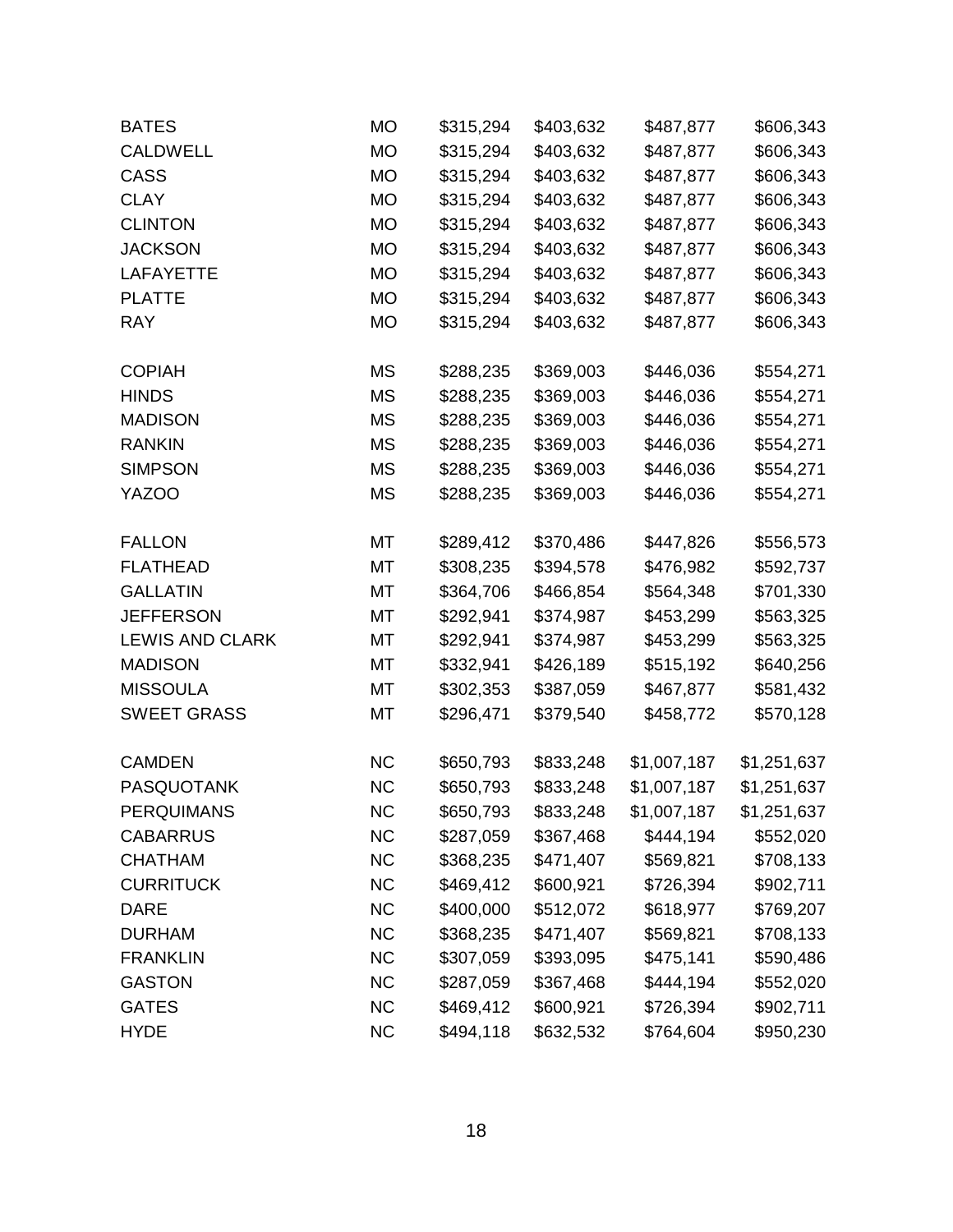| | | | | | |
|---|---|---|---|---|---|
| BATES | MO | $315,294 | $403,632 | $487,877 | $606,343 |
| CALDWELL | MO | $315,294 | $403,632 | $487,877 | $606,343 |
| CASS | MO | $315,294 | $403,632 | $487,877 | $606,343 |
| CLAY | MO | $315,294 | $403,632 | $487,877 | $606,343 |
| CLINTON | MO | $315,294 | $403,632 | $487,877 | $606,343 |
| JACKSON | MO | $315,294 | $403,632 | $487,877 | $606,343 |
| LAFAYETTE | MO | $315,294 | $403,632 | $487,877 | $606,343 |
| PLATTE | MO | $315,294 | $403,632 | $487,877 | $606,343 |
| RAY | MO | $315,294 | $403,632 | $487,877 | $606,343 |
| | | | | | |
| COPIAH | MS | $288,235 | $369,003 | $446,036 | $554,271 |
| HINDS | MS | $288,235 | $369,003 | $446,036 | $554,271 |
| MADISON | MS | $288,235 | $369,003 | $446,036 | $554,271 |
| RANKIN | MS | $288,235 | $369,003 | $446,036 | $554,271 |
| SIMPSON | MS | $288,235 | $369,003 | $446,036 | $554,271 |
| YAZOO | MS | $288,235 | $369,003 | $446,036 | $554,271 |
| | | | | | |
| FALLON | MT | $289,412 | $370,486 | $447,826 | $556,573 |
| FLATHEAD | MT | $308,235 | $394,578 | $476,982 | $592,737 |
| GALLATIN | MT | $364,706 | $466,854 | $564,348 | $701,330 |
| JEFFERSON | MT | $292,941 | $374,987 | $453,299 | $563,325 |
| LEWIS AND CLARK | MT | $292,941 | $374,987 | $453,299 | $563,325 |
| MADISON | MT | $332,941 | $426,189 | $515,192 | $640,256 |
| MISSOULA | MT | $302,353 | $387,059 | $467,877 | $581,432 |
| SWEET GRASS | MT | $296,471 | $379,540 | $458,772 | $570,128 |
| | | | | | |
| CAMDEN | NC | $650,793 | $833,248 | $1,007,187 | $1,251,637 |
| PASQUOTANK | NC | $650,793 | $833,248 | $1,007,187 | $1,251,637 |
| PERQUIMANS | NC | $650,793 | $833,248 | $1,007,187 | $1,251,637 |
| CABARRUS | NC | $287,059 | $367,468 | $444,194 | $552,020 |
| CHATHAM | NC | $368,235 | $471,407 | $569,821 | $708,133 |
| CURRITUCK | NC | $469,412 | $600,921 | $726,394 | $902,711 |
| DARE | NC | $400,000 | $512,072 | $618,977 | $769,207 |
| DURHAM | NC | $368,235 | $471,407 | $569,821 | $708,133 |
| FRANKLIN | NC | $307,059 | $393,095 | $475,141 | $590,486 |
| GASTON | NC | $287,059 | $367,468 | $444,194 | $552,020 |
| GATES | NC | $469,412 | $600,921 | $726,394 | $902,711 |
| HYDE | NC | $494,118 | $632,532 | $764,604 | $950,230 |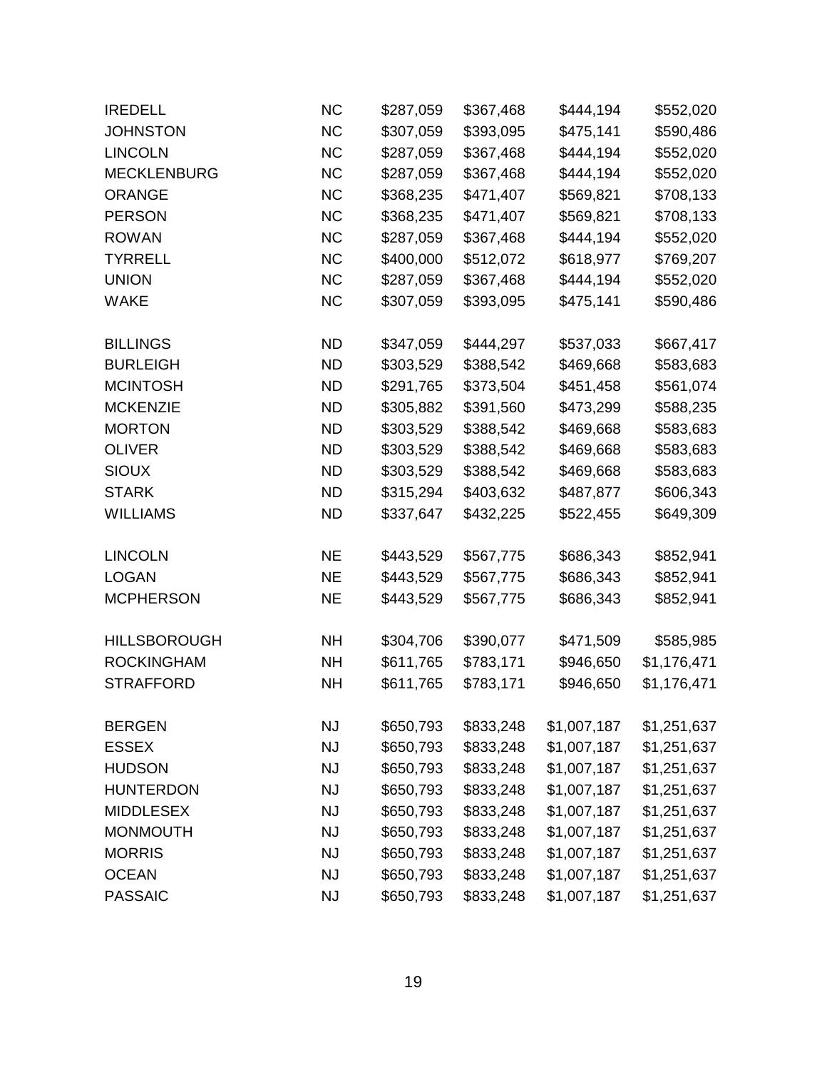| | | | | | |
|---|---|---|---|---|---|
| IREDELL | NC | $287,059 | $367,468 | $444,194 | $552,020 |
| JOHNSTON | NC | $307,059 | $393,095 | $475,141 | $590,486 |
| LINCOLN | NC | $287,059 | $367,468 | $444,194 | $552,020 |
| MECKLENBURG | NC | $287,059 | $367,468 | $444,194 | $552,020 |
| ORANGE | NC | $368,235 | $471,407 | $569,821 | $708,133 |
| PERSON | NC | $368,235 | $471,407 | $569,821 | $708,133 |
| ROWAN | NC | $287,059 | $367,468 | $444,194 | $552,020 |
| TYRRELL | NC | $400,000 | $512,072 | $618,977 | $769,207 |
| UNION | NC | $287,059 | $367,468 | $444,194 | $552,020 |
| WAKE | NC | $307,059 | $393,095 | $475,141 | $590,486 |
| | | | | | |
| BILLINGS | ND | $347,059 | $444,297 | $537,033 | $667,417 |
| BURLEIGH | ND | $303,529 | $388,542 | $469,668 | $583,683 |
| MCINTOSH | ND | $291,765 | $373,504 | $451,458 | $561,074 |
| MCKENZIE | ND | $305,882 | $391,560 | $473,299 | $588,235 |
| MORTON | ND | $303,529 | $388,542 | $469,668 | $583,683 |
| OLIVER | ND | $303,529 | $388,542 | $469,668 | $583,683 |
| SIOUX | ND | $303,529 | $388,542 | $469,668 | $583,683 |
| STARK | ND | $315,294 | $403,632 | $487,877 | $606,343 |
| WILLIAMS | ND | $337,647 | $432,225 | $522,455 | $649,309 |
| | | | | | |
| LINCOLN | NE | $443,529 | $567,775 | $686,343 | $852,941 |
| LOGAN | NE | $443,529 | $567,775 | $686,343 | $852,941 |
| MCPHERSON | NE | $443,529 | $567,775 | $686,343 | $852,941 |
| | | | | | |
| HILLSBOROUGH | NH | $304,706 | $390,077 | $471,509 | $585,985 |
| ROCKINGHAM | NH | $611,765 | $783,171 | $946,650 | $1,176,471 |
| STRAFFORD | NH | $611,765 | $783,171 | $946,650 | $1,176,471 |
| | | | | | |
| BERGEN | NJ | $650,793 | $833,248 | $1,007,187 | $1,251,637 |
| ESSEX | NJ | $650,793 | $833,248 | $1,007,187 | $1,251,637 |
| HUDSON | NJ | $650,793 | $833,248 | $1,007,187 | $1,251,637 |
| HUNTERDON | NJ | $650,793 | $833,248 | $1,007,187 | $1,251,637 |
| MIDDLESEX | NJ | $650,793 | $833,248 | $1,007,187 | $1,251,637 |
| MONMOUTH | NJ | $650,793 | $833,248 | $1,007,187 | $1,251,637 |
| MORRIS | NJ | $650,793 | $833,248 | $1,007,187 | $1,251,637 |
| OCEAN | NJ | $650,793 | $833,248 | $1,007,187 | $1,251,637 |
| PASSAIC | NJ | $650,793 | $833,248 | $1,007,187 | $1,251,637 |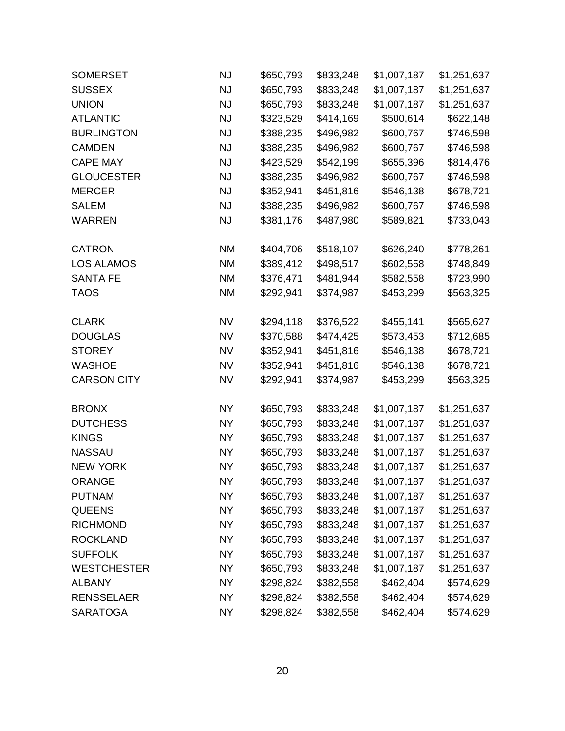| | | | | | |
|---|---|---|---|---|---|
| SOMERSET | NJ | $650,793 | $833,248 | $1,007,187 | $1,251,637 |
| SUSSEX | NJ | $650,793 | $833,248 | $1,007,187 | $1,251,637 |
| UNION | NJ | $650,793 | $833,248 | $1,007,187 | $1,251,637 |
| ATLANTIC | NJ | $323,529 | $414,169 | $500,614 | $622,148 |
| BURLINGTON | NJ | $388,235 | $496,982 | $600,767 | $746,598 |
| CAMDEN | NJ | $388,235 | $496,982 | $600,767 | $746,598 |
| CAPE MAY | NJ | $423,529 | $542,199 | $655,396 | $814,476 |
| GLOUCESTER | NJ | $388,235 | $496,982 | $600,767 | $746,598 |
| MERCER | NJ | $352,941 | $451,816 | $546,138 | $678,721 |
| SALEM | NJ | $388,235 | $496,982 | $600,767 | $746,598 |
| WARREN | NJ | $381,176 | $487,980 | $589,821 | $733,043 |
| | | | | | |
| CATRON | NM | $404,706 | $518,107 | $626,240 | $778,261 |
| LOS ALAMOS | NM | $389,412 | $498,517 | $602,558 | $748,849 |
| SANTA FE | NM | $376,471 | $481,944 | $582,558 | $723,990 |
| TAOS | NM | $292,941 | $374,987 | $453,299 | $563,325 |
| | | | | | |
| CLARK | NV | $294,118 | $376,522 | $455,141 | $565,627 |
| DOUGLAS | NV | $370,588 | $474,425 | $573,453 | $712,685 |
| STOREY | NV | $352,941 | $451,816 | $546,138 | $678,721 |
| WASHOE | NV | $352,941 | $451,816 | $546,138 | $678,721 |
| CARSON CITY | NV | $292,941 | $374,987 | $453,299 | $563,325 |
| | | | | | |
| BRONX | NY | $650,793 | $833,248 | $1,007,187 | $1,251,637 |
| DUTCHESS | NY | $650,793 | $833,248 | $1,007,187 | $1,251,637 |
| KINGS | NY | $650,793 | $833,248 | $1,007,187 | $1,251,637 |
| NASSAU | NY | $650,793 | $833,248 | $1,007,187 | $1,251,637 |
| NEW YORK | NY | $650,793 | $833,248 | $1,007,187 | $1,251,637 |
| ORANGE | NY | $650,793 | $833,248 | $1,007,187 | $1,251,637 |
| PUTNAM | NY | $650,793 | $833,248 | $1,007,187 | $1,251,637 |
| QUEENS | NY | $650,793 | $833,248 | $1,007,187 | $1,251,637 |
| RICHMOND | NY | $650,793 | $833,248 | $1,007,187 | $1,251,637 |
| ROCKLAND | NY | $650,793 | $833,248 | $1,007,187 | $1,251,637 |
| SUFFOLK | NY | $650,793 | $833,248 | $1,007,187 | $1,251,637 |
| WESTCHESTER | NY | $650,793 | $833,248 | $1,007,187 | $1,251,637 |
| ALBANY | NY | $298,824 | $382,558 | $462,404 | $574,629 |
| RENSSELAER | NY | $298,824 | $382,558 | $462,404 | $574,629 |
| SARATOGA | NY | $298,824 | $382,558 | $462,404 | $574,629 |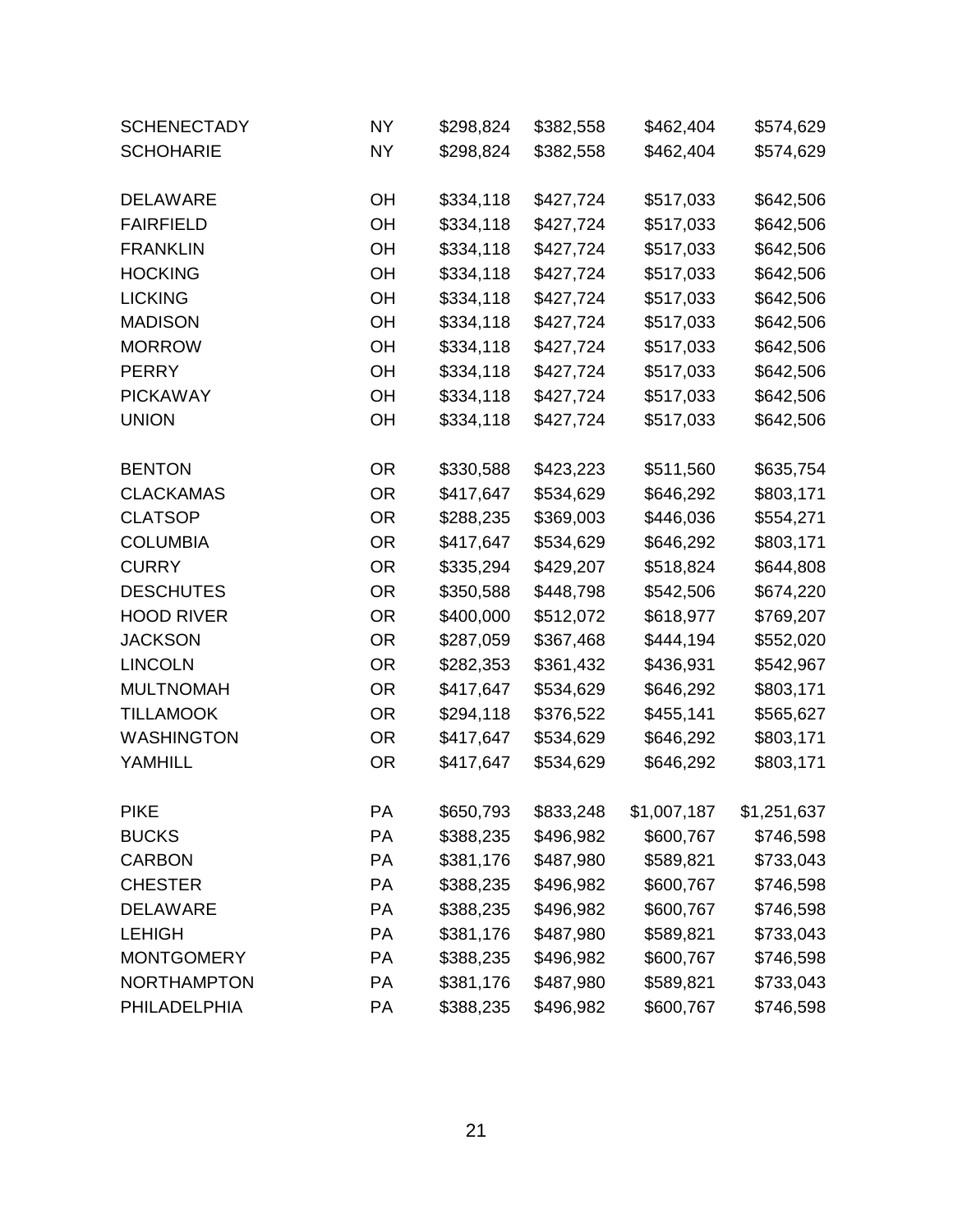| | | | | | |
|---|---|---|---|---|---|
| SCHENECTADY | NY | $298,824 | $382,558 | $462,404 | $574,629 |
| SCHOHARIE | NY | $298,824 | $382,558 | $462,404 | $574,629 |
| | | | | | |
| DELAWARE | OH | $334,118 | $427,724 | $517,033 | $642,506 |
| FAIRFIELD | OH | $334,118 | $427,724 | $517,033 | $642,506 |
| FRANKLIN | OH | $334,118 | $427,724 | $517,033 | $642,506 |
| HOCKING | OH | $334,118 | $427,724 | $517,033 | $642,506 |
| LICKING | OH | $334,118 | $427,724 | $517,033 | $642,506 |
| MADISON | OH | $334,118 | $427,724 | $517,033 | $642,506 |
| MORROW | OH | $334,118 | $427,724 | $517,033 | $642,506 |
| PERRY | OH | $334,118 | $427,724 | $517,033 | $642,506 |
| PICKAWAY | OH | $334,118 | $427,724 | $517,033 | $642,506 |
| UNION | OH | $334,118 | $427,724 | $517,033 | $642,506 |
| | | | | | |
| BENTON | OR | $330,588 | $423,223 | $511,560 | $635,754 |
| CLACKAMAS | OR | $417,647 | $534,629 | $646,292 | $803,171 |
| CLATSOP | OR | $288,235 | $369,003 | $446,036 | $554,271 |
| COLUMBIA | OR | $417,647 | $534,629 | $646,292 | $803,171 |
| CURRY | OR | $335,294 | $429,207 | $518,824 | $644,808 |
| DESCHUTES | OR | $350,588 | $448,798 | $542,506 | $674,220 |
| HOOD RIVER | OR | $400,000 | $512,072 | $618,977 | $769,207 |
| JACKSON | OR | $287,059 | $367,468 | $444,194 | $552,020 |
| LINCOLN | OR | $282,353 | $361,432 | $436,931 | $542,967 |
| MULTNOMAH | OR | $417,647 | $534,629 | $646,292 | $803,171 |
| TILLAMOOK | OR | $294,118 | $376,522 | $455,141 | $565,627 |
| WASHINGTON | OR | $417,647 | $534,629 | $646,292 | $803,171 |
| YAMHILL | OR | $417,647 | $534,629 | $646,292 | $803,171 |
| | | | | | |
| PIKE | PA | $650,793 | $833,248 | $1,007,187 | $1,251,637 |
| BUCKS | PA | $388,235 | $496,982 | $600,767 | $746,598 |
| CARBON | PA | $381,176 | $487,980 | $589,821 | $733,043 |
| CHESTER | PA | $388,235 | $496,982 | $600,767 | $746,598 |
| DELAWARE | PA | $388,235 | $496,982 | $600,767 | $746,598 |
| LEHIGH | PA | $381,176 | $487,980 | $589,821 | $733,043 |
| MONTGOMERY | PA | $388,235 | $496,982 | $600,767 | $746,598 |
| NORTHAMPTON | PA | $381,176 | $487,980 | $589,821 | $733,043 |
| PHILADELPHIA | PA | $388,235 | $496,982 | $600,767 | $746,598 |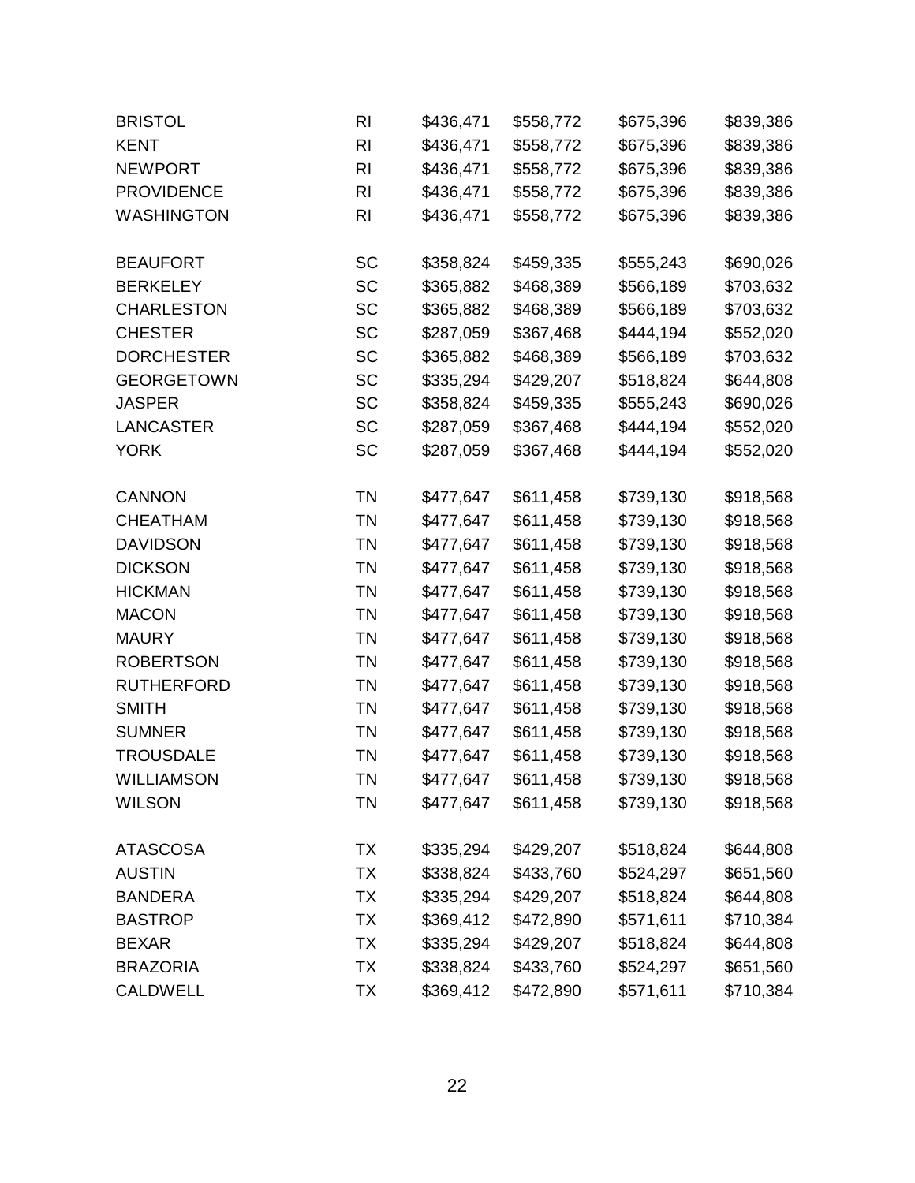| | | | | | |
|---|---|---|---|---|---|
| BRISTOL | RI | $436,471 | $558,772 | $675,396 | $839,386 |
| KENT | RI | $436,471 | $558,772 | $675,396 | $839,386 |
| NEWPORT | RI | $436,471 | $558,772 | $675,396 | $839,386 |
| PROVIDENCE | RI | $436,471 | $558,772 | $675,396 | $839,386 |
| WASHINGTON | RI | $436,471 | $558,772 | $675,396 | $839,386 |
| | | | | | |
| BEAUFORT | SC | $358,824 | $459,335 | $555,243 | $690,026 |
| BERKELEY | SC | $365,882 | $468,389 | $566,189 | $703,632 |
| CHARLESTON | SC | $365,882 | $468,389 | $566,189 | $703,632 |
| CHESTER | SC | $287,059 | $367,468 | $444,194 | $552,020 |
| DORCHESTER | SC | $365,882 | $468,389 | $566,189 | $703,632 |
| GEORGETOWN | SC | $335,294 | $429,207 | $518,824 | $644,808 |
| JASPER | SC | $358,824 | $459,335 | $555,243 | $690,026 |
| LANCASTER | SC | $287,059 | $367,468 | $444,194 | $552,020 |
| YORK | SC | $287,059 | $367,468 | $444,194 | $552,020 |
| | | | | | |
| CANNON | TN | $477,647 | $611,458 | $739,130 | $918,568 |
| CHEATHAM | TN | $477,647 | $611,458 | $739,130 | $918,568 |
| DAVIDSON | TN | $477,647 | $611,458 | $739,130 | $918,568 |
| DICKSON | TN | $477,647 | $611,458 | $739,130 | $918,568 |
| HICKMAN | TN | $477,647 | $611,458 | $739,130 | $918,568 |
| MACON | TN | $477,647 | $611,458 | $739,130 | $918,568 |
| MAURY | TN | $477,647 | $611,458 | $739,130 | $918,568 |
| ROBERTSON | TN | $477,647 | $611,458 | $739,130 | $918,568 |
| RUTHERFORD | TN | $477,647 | $611,458 | $739,130 | $918,568 |
| SMITH | TN | $477,647 | $611,458 | $739,130 | $918,568 |
| SUMNER | TN | $477,647 | $611,458 | $739,130 | $918,568 |
| TROUSDALE | TN | $477,647 | $611,458 | $739,130 | $918,568 |
| WILLIAMSON | TN | $477,647 | $611,458 | $739,130 | $918,568 |
| WILSON | TN | $477,647 | $611,458 | $739,130 | $918,568 |
| | | | | | |
| ATASCOSA | TX | $335,294 | $429,207 | $518,824 | $644,808 |
| AUSTIN | TX | $338,824 | $433,760 | $524,297 | $651,560 |
| BANDERA | TX | $335,294 | $429,207 | $518,824 | $644,808 |
| BASTROP | TX | $369,412 | $472,890 | $571,611 | $710,384 |
| BEXAR | TX | $335,294 | $429,207 | $518,824 | $644,808 |
| BRAZORIA | TX | $338,824 | $433,760 | $524,297 | $651,560 |
| CALDWELL | TX | $369,412 | $472,890 | $571,611 | $710,384 |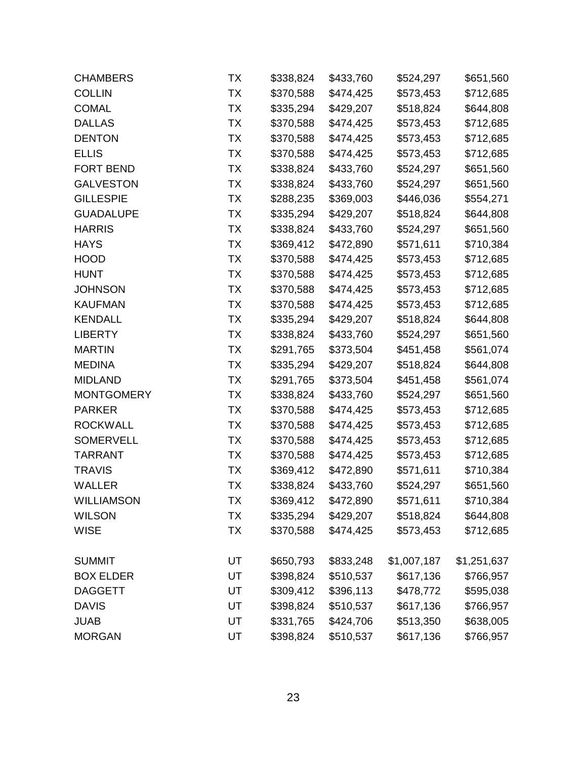| | | | | | |
|---|---|---|---|---|---|
| CHAMBERS | TX | $338,824 | $433,760 | $524,297 | $651,560 |
| COLLIN | TX | $370,588 | $474,425 | $573,453 | $712,685 |
| COMAL | TX | $335,294 | $429,207 | $518,824 | $644,808 |
| DALLAS | TX | $370,588 | $474,425 | $573,453 | $712,685 |
| DENTON | TX | $370,588 | $474,425 | $573,453 | $712,685 |
| ELLIS | TX | $370,588 | $474,425 | $573,453 | $712,685 |
| FORT BEND | TX | $338,824 | $433,760 | $524,297 | $651,560 |
| GALVESTON | TX | $338,824 | $433,760 | $524,297 | $651,560 |
| GILLESPIE | TX | $288,235 | $369,003 | $446,036 | $554,271 |
| GUADALUPE | TX | $335,294 | $429,207 | $518,824 | $644,808 |
| HARRIS | TX | $338,824 | $433,760 | $524,297 | $651,560 |
| HAYS | TX | $369,412 | $472,890 | $571,611 | $710,384 |
| HOOD | TX | $370,588 | $474,425 | $573,453 | $712,685 |
| HUNT | TX | $370,588 | $474,425 | $573,453 | $712,685 |
| JOHNSON | TX | $370,588 | $474,425 | $573,453 | $712,685 |
| KAUFMAN | TX | $370,588 | $474,425 | $573,453 | $712,685 |
| KENDALL | TX | $335,294 | $429,207 | $518,824 | $644,808 |
| LIBERTY | TX | $338,824 | $433,760 | $524,297 | $651,560 |
| MARTIN | TX | $291,765 | $373,504 | $451,458 | $561,074 |
| MEDINA | TX | $335,294 | $429,207 | $518,824 | $644,808 |
| MIDLAND | TX | $291,765 | $373,504 | $451,458 | $561,074 |
| MONTGOMERY | TX | $338,824 | $433,760 | $524,297 | $651,560 |
| PARKER | TX | $370,588 | $474,425 | $573,453 | $712,685 |
| ROCKWALL | TX | $370,588 | $474,425 | $573,453 | $712,685 |
| SOMERVELL | TX | $370,588 | $474,425 | $573,453 | $712,685 |
| TARRANT | TX | $370,588 | $474,425 | $573,453 | $712,685 |
| TRAVIS | TX | $369,412 | $472,890 | $571,611 | $710,384 |
| WALLER | TX | $338,824 | $433,760 | $524,297 | $651,560 |
| WILLIAMSON | TX | $369,412 | $472,890 | $571,611 | $710,384 |
| WILSON | TX | $335,294 | $429,207 | $518,824 | $644,808 |
| WISE | TX | $370,588 | $474,425 | $573,453 | $712,685 |
| | | | | | |
| SUMMIT | UT | $650,793 | $833,248 | $1,007,187 | $1,251,637 |
| BOX ELDER | UT | $398,824 | $510,537 | $617,136 | $766,957 |
| DAGGETT | UT | $309,412 | $396,113 | $478,772 | $595,038 |
| DAVIS | UT | $398,824 | $510,537 | $617,136 | $766,957 |
| JUAB | UT | $331,765 | $424,706 | $513,350 | $638,005 |
| MORGAN | UT | $398,824 | $510,537 | $617,136 | $766,957 |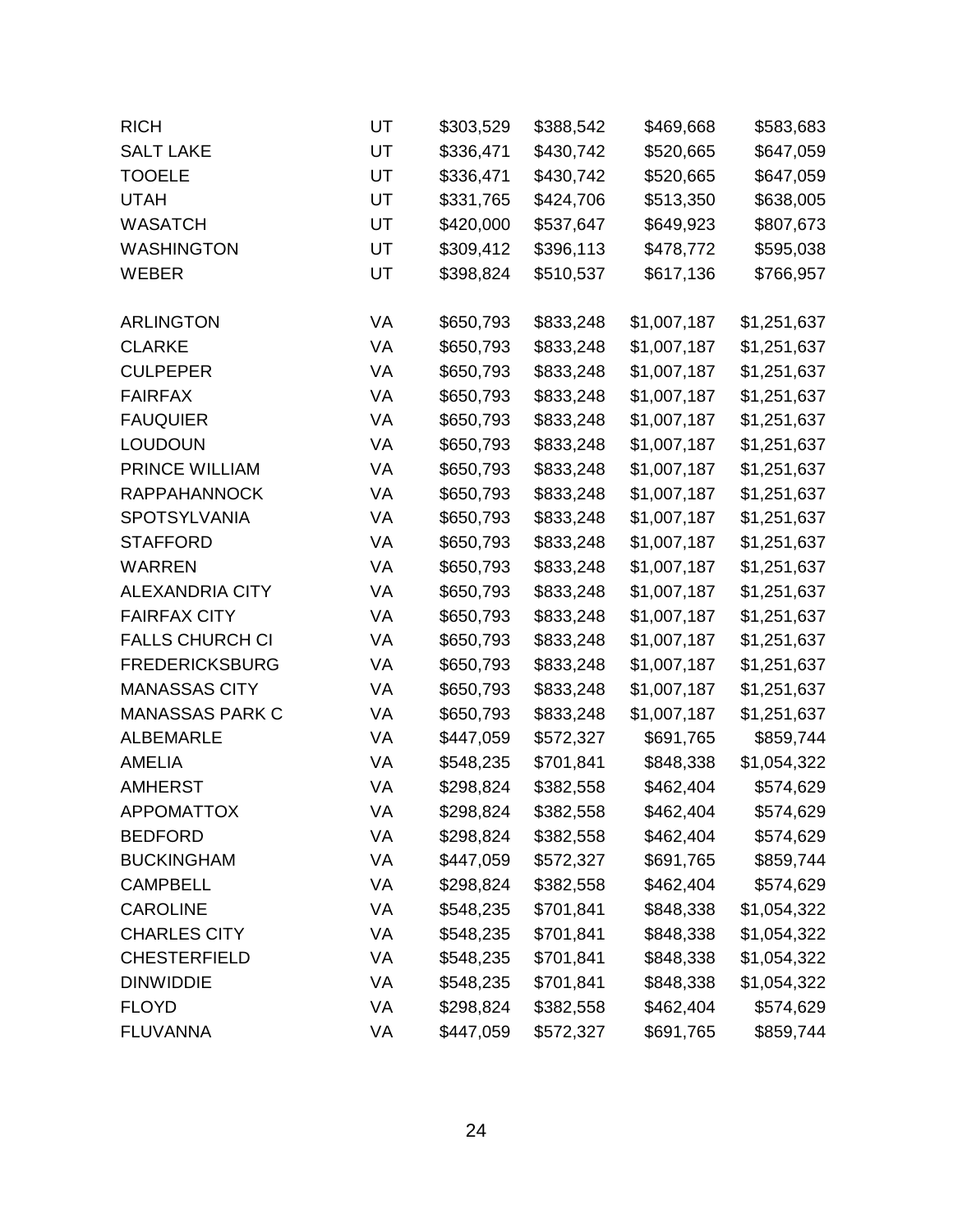| | | | | | |
|---|---|---|---|---|---|
| RICH | UT | $303,529 | $388,542 | $469,668 | $583,683 |
| SALT LAKE | UT | $336,471 | $430,742 | $520,665 | $647,059 |
| TOOELE | UT | $336,471 | $430,742 | $520,665 | $647,059 |
| UTAH | UT | $331,765 | $424,706 | $513,350 | $638,005 |
| WASATCH | UT | $420,000 | $537,647 | $649,923 | $807,673 |
| WASHINGTON | UT | $309,412 | $396,113 | $478,772 | $595,038 |
| WEBER | UT | $398,824 | $510,537 | $617,136 | $766,957 |
| | | | | | |
| ARLINGTON | VA | $650,793 | $833,248 | $1,007,187 | $1,251,637 |
| CLARKE | VA | $650,793 | $833,248 | $1,007,187 | $1,251,637 |
| CULPEPER | VA | $650,793 | $833,248 | $1,007,187 | $1,251,637 |
| FAIRFAX | VA | $650,793 | $833,248 | $1,007,187 | $1,251,637 |
| FAUQUIER | VA | $650,793 | $833,248 | $1,007,187 | $1,251,637 |
| LOUDOUN | VA | $650,793 | $833,248 | $1,007,187 | $1,251,637 |
| PRINCE WILLIAM | VA | $650,793 | $833,248 | $1,007,187 | $1,251,637 |
| RAPPAHANNOCK | VA | $650,793 | $833,248 | $1,007,187 | $1,251,637 |
| SPOTSYLVANIA | VA | $650,793 | $833,248 | $1,007,187 | $1,251,637 |
| STAFFORD | VA | $650,793 | $833,248 | $1,007,187 | $1,251,637 |
| WARREN | VA | $650,793 | $833,248 | $1,007,187 | $1,251,637 |
| ALEXANDRIA CITY | VA | $650,793 | $833,248 | $1,007,187 | $1,251,637 |
| FAIRFAX CITY | VA | $650,793 | $833,248 | $1,007,187 | $1,251,637 |
| FALLS CHURCH CI | VA | $650,793 | $833,248 | $1,007,187 | $1,251,637 |
| FREDERICKSBURG | VA | $650,793 | $833,248 | $1,007,187 | $1,251,637 |
| MANASSAS CITY | VA | $650,793 | $833,248 | $1,007,187 | $1,251,637 |
| MANASSAS PARK C | VA | $650,793 | $833,248 | $1,007,187 | $1,251,637 |
| ALBEMARLE | VA | $447,059 | $572,327 | $691,765 | $859,744 |
| AMELIA | VA | $548,235 | $701,841 | $848,338 | $1,054,322 |
| AMHERST | VA | $298,824 | $382,558 | $462,404 | $574,629 |
| APPOMATTOX | VA | $298,824 | $382,558 | $462,404 | $574,629 |
| BEDFORD | VA | $298,824 | $382,558 | $462,404 | $574,629 |
| BUCKINGHAM | VA | $447,059 | $572,327 | $691,765 | $859,744 |
| CAMPBELL | VA | $298,824 | $382,558 | $462,404 | $574,629 |
| CAROLINE | VA | $548,235 | $701,841 | $848,338 | $1,054,322 |
| CHARLES CITY | VA | $548,235 | $701,841 | $848,338 | $1,054,322 |
| CHESTERFIELD | VA | $548,235 | $701,841 | $848,338 | $1,054,322 |
| DINWIDDIE | VA | $548,235 | $701,841 | $848,338 | $1,054,322 |
| FLOYD | VA | $298,824 | $382,558 | $462,404 | $574,629 |
| FLUVANNA | VA | $447,059 | $572,327 | $691,765 | $859,744 |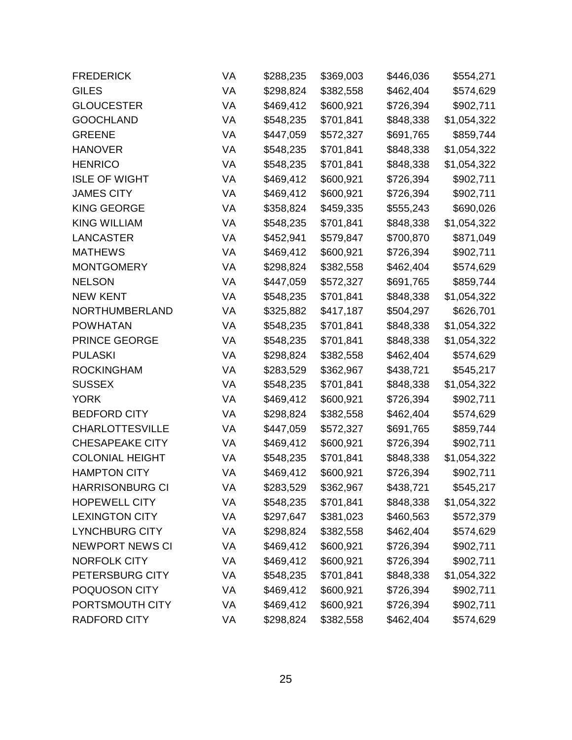| | | | | | |
|---|---|---|---|---|---|
| FREDERICK | VA | $288,235 | $369,003 | $446,036 | $554,271 |
| GILES | VA | $298,824 | $382,558 | $462,404 | $574,629 |
| GLOUCESTER | VA | $469,412 | $600,921 | $726,394 | $902,711 |
| GOOCHLAND | VA | $548,235 | $701,841 | $848,338 | $1,054,322 |
| GREENE | VA | $447,059 | $572,327 | $691,765 | $859,744 |
| HANOVER | VA | $548,235 | $701,841 | $848,338 | $1,054,322 |
| HENRICO | VA | $548,235 | $701,841 | $848,338 | $1,054,322 |
| ISLE OF WIGHT | VA | $469,412 | $600,921 | $726,394 | $902,711 |
| JAMES CITY | VA | $469,412 | $600,921 | $726,394 | $902,711 |
| KING GEORGE | VA | $358,824 | $459,335 | $555,243 | $690,026 |
| KING WILLIAM | VA | $548,235 | $701,841 | $848,338 | $1,054,322 |
| LANCASTER | VA | $452,941 | $579,847 | $700,870 | $871,049 |
| MATHEWS | VA | $469,412 | $600,921 | $726,394 | $902,711 |
| MONTGOMERY | VA | $298,824 | $382,558 | $462,404 | $574,629 |
| NELSON | VA | $447,059 | $572,327 | $691,765 | $859,744 |
| NEW KENT | VA | $548,235 | $701,841 | $848,338 | $1,054,322 |
| NORTHUMBERLAND | VA | $325,882 | $417,187 | $504,297 | $626,701 |
| POWHATAN | VA | $548,235 | $701,841 | $848,338 | $1,054,322 |
| PRINCE GEORGE | VA | $548,235 | $701,841 | $848,338 | $1,054,322 |
| PULASKI | VA | $298,824 | $382,558 | $462,404 | $574,629 |
| ROCKINGHAM | VA | $283,529 | $362,967 | $438,721 | $545,217 |
| SUSSEX | VA | $548,235 | $701,841 | $848,338 | $1,054,322 |
| YORK | VA | $469,412 | $600,921 | $726,394 | $902,711 |
| BEDFORD CITY | VA | $298,824 | $382,558 | $462,404 | $574,629 |
| CHARLOTTESVILLE | VA | $447,059 | $572,327 | $691,765 | $859,744 |
| CHESAPEAKE CITY | VA | $469,412 | $600,921 | $726,394 | $902,711 |
| COLONIAL HEIGHT | VA | $548,235 | $701,841 | $848,338 | $1,054,322 |
| HAMPTON CITY | VA | $469,412 | $600,921 | $726,394 | $902,711 |
| HARRISONBURG CI | VA | $283,529 | $362,967 | $438,721 | $545,217 |
| HOPEWELL CITY | VA | $548,235 | $701,841 | $848,338 | $1,054,322 |
| LEXINGTON CITY | VA | $297,647 | $381,023 | $460,563 | $572,379 |
| LYNCHBURG CITY | VA | $298,824 | $382,558 | $462,404 | $574,629 |
| NEWPORT NEWS CI | VA | $469,412 | $600,921 | $726,394 | $902,711 |
| NORFOLK CITY | VA | $469,412 | $600,921 | $726,394 | $902,711 |
| PETERSBURG CITY | VA | $548,235 | $701,841 | $848,338 | $1,054,322 |
| POQUOSON CITY | VA | $469,412 | $600,921 | $726,394 | $902,711 |
| PORTSMOUTH CITY | VA | $469,412 | $600,921 | $726,394 | $902,711 |
| RADFORD CITY | VA | $298,824 | $382,558 | $462,404 | $574,629 |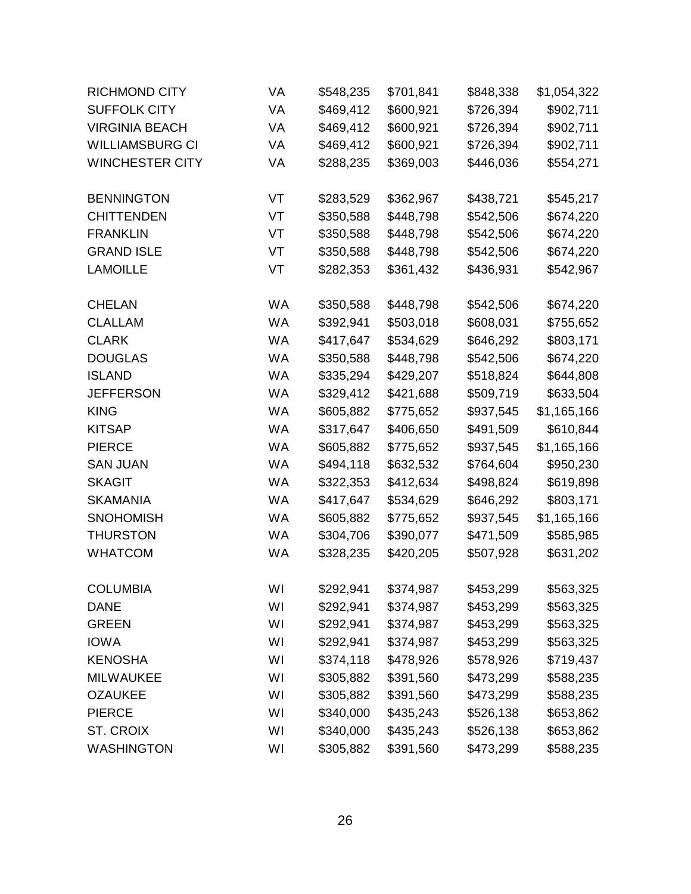| | | | | | |
|---|---|---|---|---|---|
| RICHMOND CITY | VA | $548,235 | $701,841 | $848,338 | $1,054,322 |
| SUFFOLK CITY | VA | $469,412 | $600,921 | $726,394 | $902,711 |
| VIRGINIA BEACH | VA | $469,412 | $600,921 | $726,394 | $902,711 |
| WILLIAMSBURG CI | VA | $469,412 | $600,921 | $726,394 | $902,711 |
| WINCHESTER CITY | VA | $288,235 | $369,003 | $446,036 | $554,271 |
| | | | | | |
| BENNINGTON | VT | $283,529 | $362,967 | $438,721 | $545,217 |
| CHITTENDEN | VT | $350,588 | $448,798 | $542,506 | $674,220 |
| FRANKLIN | VT | $350,588 | $448,798 | $542,506 | $674,220 |
| GRAND ISLE | VT | $350,588 | $448,798 | $542,506 | $674,220 |
| LAMOILLE | VT | $282,353 | $361,432 | $436,931 | $542,967 |
| | | | | | |
| CHELAN | WA | $350,588 | $448,798 | $542,506 | $674,220 |
| CLALLAM | WA | $392,941 | $503,018 | $608,031 | $755,652 |
| CLARK | WA | $417,647 | $534,629 | $646,292 | $803,171 |
| DOUGLAS | WA | $350,588 | $448,798 | $542,506 | $674,220 |
| ISLAND | WA | $335,294 | $429,207 | $518,824 | $644,808 |
| JEFFERSON | WA | $329,412 | $421,688 | $509,719 | $633,504 |
| KING | WA | $605,882 | $775,652 | $937,545 | $1,165,166 |
| KITSAP | WA | $317,647 | $406,650 | $491,509 | $610,844 |
| PIERCE | WA | $605,882 | $775,652 | $937,545 | $1,165,166 |
| SAN JUAN | WA | $494,118 | $632,532 | $764,604 | $950,230 |
| SKAGIT | WA | $322,353 | $412,634 | $498,824 | $619,898 |
| SKAMANIA | WA | $417,647 | $534,629 | $646,292 | $803,171 |
| SNOHOMISH | WA | $605,882 | $775,652 | $937,545 | $1,165,166 |
| THURSTON | WA | $304,706 | $390,077 | $471,509 | $585,985 |
| WHATCOM | WA | $328,235 | $420,205 | $507,928 | $631,202 |
| | | | | | |
| COLUMBIA | WI | $292,941 | $374,987 | $453,299 | $563,325 |
| DANE | WI | $292,941 | $374,987 | $453,299 | $563,325 |
| GREEN | WI | $292,941 | $374,987 | $453,299 | $563,325 |
| IOWA | WI | $292,941 | $374,987 | $453,299 | $563,325 |
| KENOSHA | WI | $374,118 | $478,926 | $578,926 | $719,437 |
| MILWAUKEE | WI | $305,882 | $391,560 | $473,299 | $588,235 |
| OZAUKEE | WI | $305,882 | $391,560 | $473,299 | $588,235 |
| PIERCE | WI | $340,000 | $435,243 | $526,138 | $653,862 |
| ST. CROIX | WI | $340,000 | $435,243 | $526,138 | $653,862 |
| WASHINGTON | WI | $305,882 | $391,560 | $473,299 | $588,235 |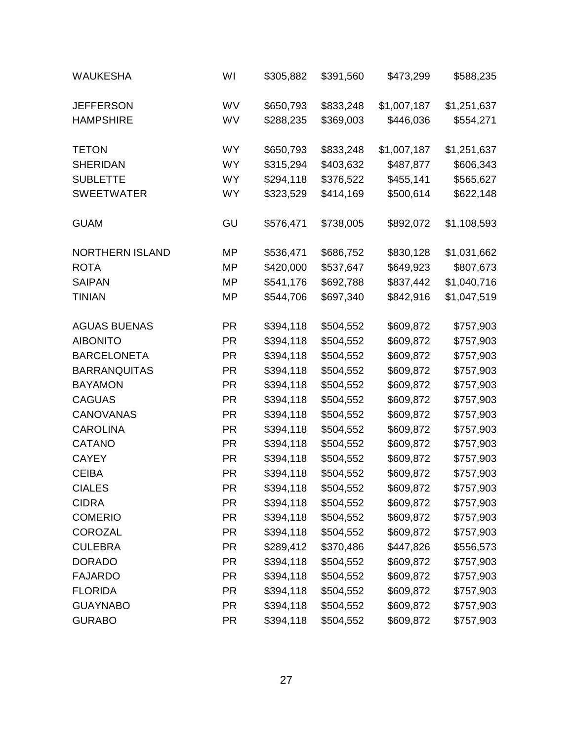| | | | | | |
|---|---|---|---|---|---|
| WAUKESHA | WI | $305,882 | $391,560 | $473,299 | $588,235 |
| JEFFERSON | WV | $650,793 | $833,248 | $1,007,187 | $1,251,637 |
| HAMPSHIRE | WV | $288,235 | $369,003 | $446,036 | $554,271 |
| TETON | WY | $650,793 | $833,248 | $1,007,187 | $1,251,637 |
| SHERIDAN | WY | $315,294 | $403,632 | $487,877 | $606,343 |
| SUBLETTE | WY | $294,118 | $376,522 | $455,141 | $565,627 |
| SWEETWATER | WY | $323,529 | $414,169 | $500,614 | $622,148 |
| GUAM | GU | $576,471 | $738,005 | $892,072 | $1,108,593 |
| NORTHERN ISLAND | MP | $536,471 | $686,752 | $830,128 | $1,031,662 |
| ROTA | MP | $420,000 | $537,647 | $649,923 | $807,673 |
| SAIPAN | MP | $541,176 | $692,788 | $837,442 | $1,040,716 |
| TINIAN | MP | $544,706 | $697,340 | $842,916 | $1,047,519 |
| AGUAS BUENAS | PR | $394,118 | $504,552 | $609,872 | $757,903 |
| AIBONITO | PR | $394,118 | $504,552 | $609,872 | $757,903 |
| BARCELONETA | PR | $394,118 | $504,552 | $609,872 | $757,903 |
| BARRANQUITAS | PR | $394,118 | $504,552 | $609,872 | $757,903 |
| BAYAMON | PR | $394,118 | $504,552 | $609,872 | $757,903 |
| CAGUAS | PR | $394,118 | $504,552 | $609,872 | $757,903 |
| CANOVANAS | PR | $394,118 | $504,552 | $609,872 | $757,903 |
| CAROLINA | PR | $394,118 | $504,552 | $609,872 | $757,903 |
| CATANO | PR | $394,118 | $504,552 | $609,872 | $757,903 |
| CAYEY | PR | $394,118 | $504,552 | $609,872 | $757,903 |
| CEIBA | PR | $394,118 | $504,552 | $609,872 | $757,903 |
| CIALES | PR | $394,118 | $504,552 | $609,872 | $757,903 |
| CIDRA | PR | $394,118 | $504,552 | $609,872 | $757,903 |
| COMERIO | PR | $394,118 | $504,552 | $609,872 | $757,903 |
| COROZAL | PR | $394,118 | $504,552 | $609,872 | $757,903 |
| CULEBRA | PR | $289,412 | $370,486 | $447,826 | $556,573 |
| DORADO | PR | $394,118 | $504,552 | $609,872 | $757,903 |
| FAJARDO | PR | $394,118 | $504,552 | $609,872 | $757,903 |
| FLORIDA | PR | $394,118 | $504,552 | $609,872 | $757,903 |
| GUAYNABO | PR | $394,118 | $504,552 | $609,872 | $757,903 |
| GURABO | PR | $394,118 | $504,552 | $609,872 | $757,903 |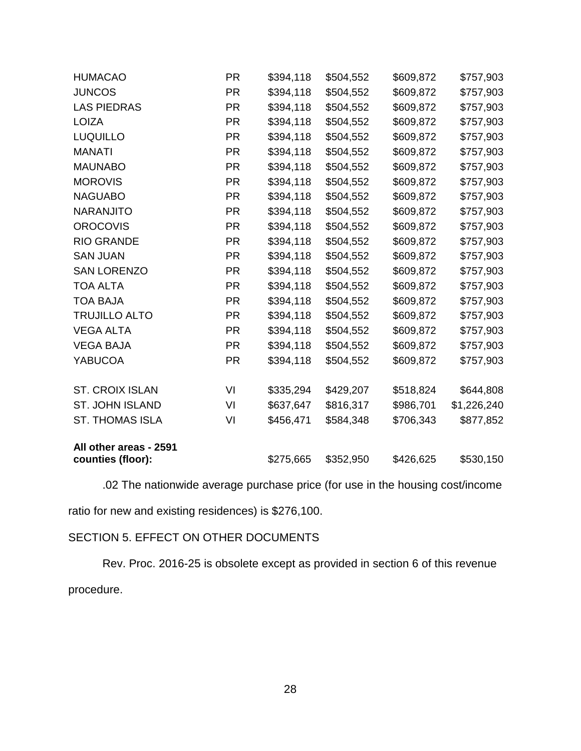| | | | | | |
|---|---|---|---|---|---|
| HUMACAO | PR | $394,118 | $504,552 | $609,872 | $757,903 |
| JUNCOS | PR | $394,118 | $504,552 | $609,872 | $757,903 |
| LAS PIEDRAS | PR | $394,118 | $504,552 | $609,872 | $757,903 |
| LOIZA | PR | $394,118 | $504,552 | $609,872 | $757,903 |
| LUQUILLO | PR | $394,118 | $504,552 | $609,872 | $757,903 |
| MANATI | PR | $394,118 | $504,552 | $609,872 | $757,903 |
| MAUNABO | PR | $394,118 | $504,552 | $609,872 | $757,903 |
| MOROVIS | PR | $394,118 | $504,552 | $609,872 | $757,903 |
| NAGUABO | PR | $394,118 | $504,552 | $609,872 | $757,903 |
| NARANJITO | PR | $394,118 | $504,552 | $609,872 | $757,903 |
| OROCOVIS | PR | $394,118 | $504,552 | $609,872 | $757,903 |
| RIO GRANDE | PR | $394,118 | $504,552 | $609,872 | $757,903 |
| SAN JUAN | PR | $394,118 | $504,552 | $609,872 | $757,903 |
| SAN LORENZO | PR | $394,118 | $504,552 | $609,872 | $757,903 |
| TOA ALTA | PR | $394,118 | $504,552 | $609,872 | $757,903 |
| TOA BAJA | PR | $394,118 | $504,552 | $609,872 | $757,903 |
| TRUJILLO ALTO | PR | $394,118 | $504,552 | $609,872 | $757,903 |
| VEGA ALTA | PR | $394,118 | $504,552 | $609,872 | $757,903 |
| VEGA BAJA | PR | $394,118 | $504,552 | $609,872 | $757,903 |
| YABUCOA | PR | $394,118 | $504,552 | $609,872 | $757,903 |
| | | | | | |
| ST. CROIX ISLAN | VI | $335,294 | $429,207 | $518,824 | $644,808 |
| ST. JOHN ISLAND | VI | $637,647 | $816,317 | $986,701 | $1,226,240 |
| ST. THOMAS ISLA | VI | $456,471 | $584,348 | $706,343 | $877,852 |
| | | | | | |
| **All other areas - 2591 counties (floor):** | | $275,665 | $352,950 | $426,625 | $530,150 |

.02 The nationwide average purchase price (for use in the housing cost/income ratio for new and existing residences) is $276,100.

SECTION 5. EFFECT ON OTHER DOCUMENTS

Rev. Proc. 2016-25 is obsolete except as provided in section 6 of this revenue procedure.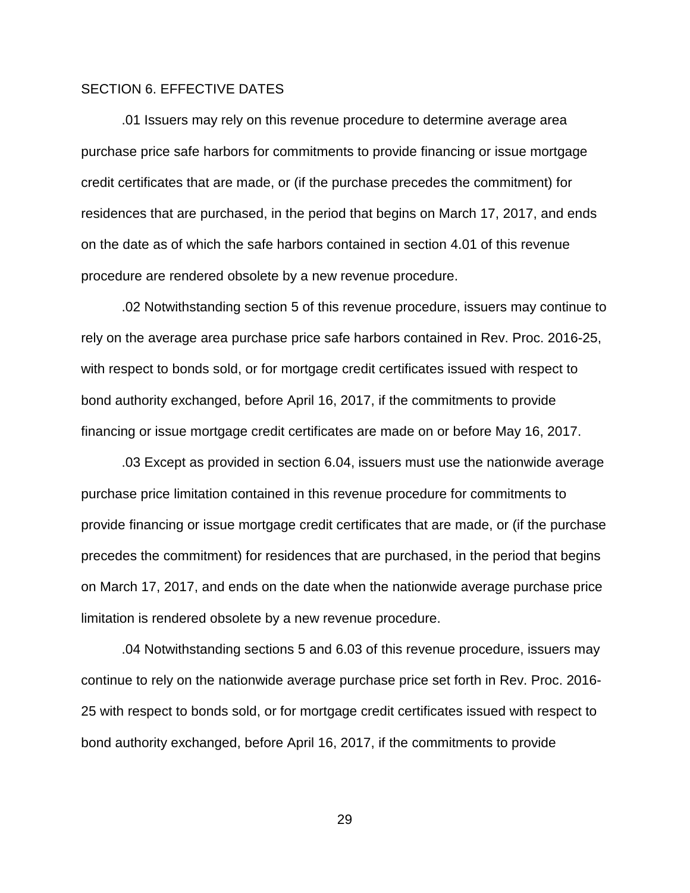## SECTION 6. EFFECTIVE DATES

.01 Issuers may rely on this revenue procedure to determine average area purchase price safe harbors for commitments to provide financing or issue mortgage credit certificates that are made, or (if the purchase precedes the commitment) for residences that are purchased, in the period that begins on March 17, 2017, and ends on the date as of which the safe harbors contained in section 4.01 of this revenue procedure are rendered obsolete by a new revenue procedure.

.02 Notwithstanding section 5 of this revenue procedure, issuers may continue to rely on the average area purchase price safe harbors contained in Rev. Proc. 2016-25, with respect to bonds sold, or for mortgage credit certificates issued with respect to bond authority exchanged, before April 16, 2017, if the commitments to provide financing or issue mortgage credit certificates are made on or before May 16, 2017.

.03 Except as provided in section 6.04, issuers must use the nationwide average purchase price limitation contained in this revenue procedure for commitments to provide financing or issue mortgage credit certificates that are made, or (if the purchase precedes the commitment) for residences that are purchased, in the period that begins on March 17, 2017, and ends on the date when the nationwide average purchase price limitation is rendered obsolete by a new revenue procedure.

.04 Notwithstanding sections 5 and 6.03 of this revenue procedure, issuers may continue to rely on the nationwide average purchase price set forth in Rev. Proc. 2016-25 with respect to bonds sold, or for mortgage credit certificates issued with respect to bond authority exchanged, before April 16, 2017, if the commitments to provide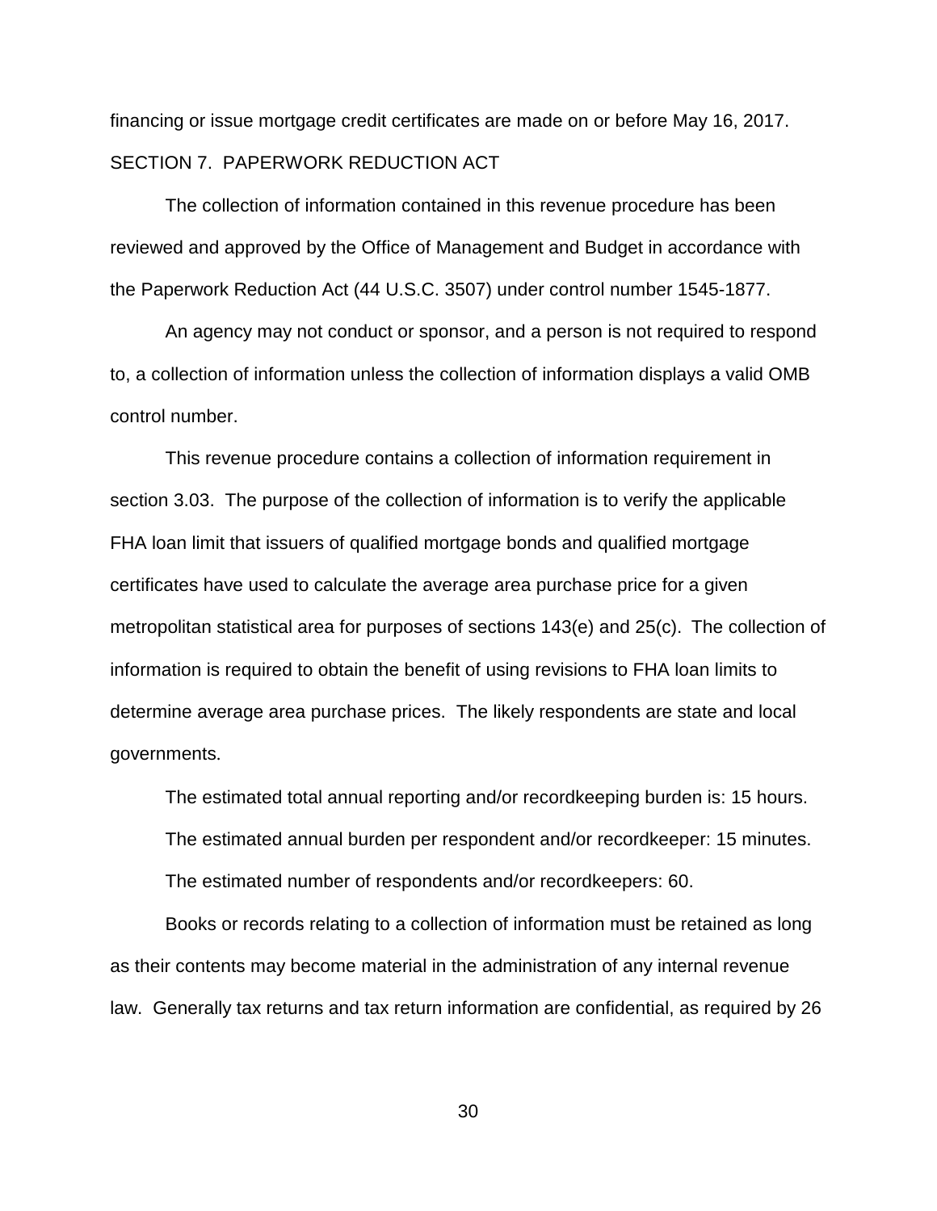financing or issue mortgage credit certificates are made on or before May 16, 2017.

## SECTION 7. PAPERWORK REDUCTION ACT

The collection of information contained in this revenue procedure has been reviewed and approved by the Office of Management and Budget in accordance with the Paperwork Reduction Act (44 U.S.C. 3507) under control number 1545-1877.

An agency may not conduct or sponsor, and a person is not required to respond to, a collection of information unless the collection of information displays a valid OMB control number.

This revenue procedure contains a collection of information requirement in section 3.03. The purpose of the collection of information is to verify the applicable FHA loan limit that issuers of qualified mortgage bonds and qualified mortgage certificates have used to calculate the average area purchase price for a given metropolitan statistical area for purposes of sections 143(e) and 25(c). The collection of information is required to obtain the benefit of using revisions to FHA loan limits to determine average area purchase prices. The likely respondents are state and local governments.

The estimated total annual reporting and/or recordkeeping burden is: 15 hours.

The estimated annual burden per respondent and/or recordkeeper: 15 minutes.

The estimated number of respondents and/or recordkeepers: 60.

Books or records relating to a collection of information must be retained as long as their contents may become material in the administration of any internal revenue law. Generally tax returns and tax return information are confidential, as required by 26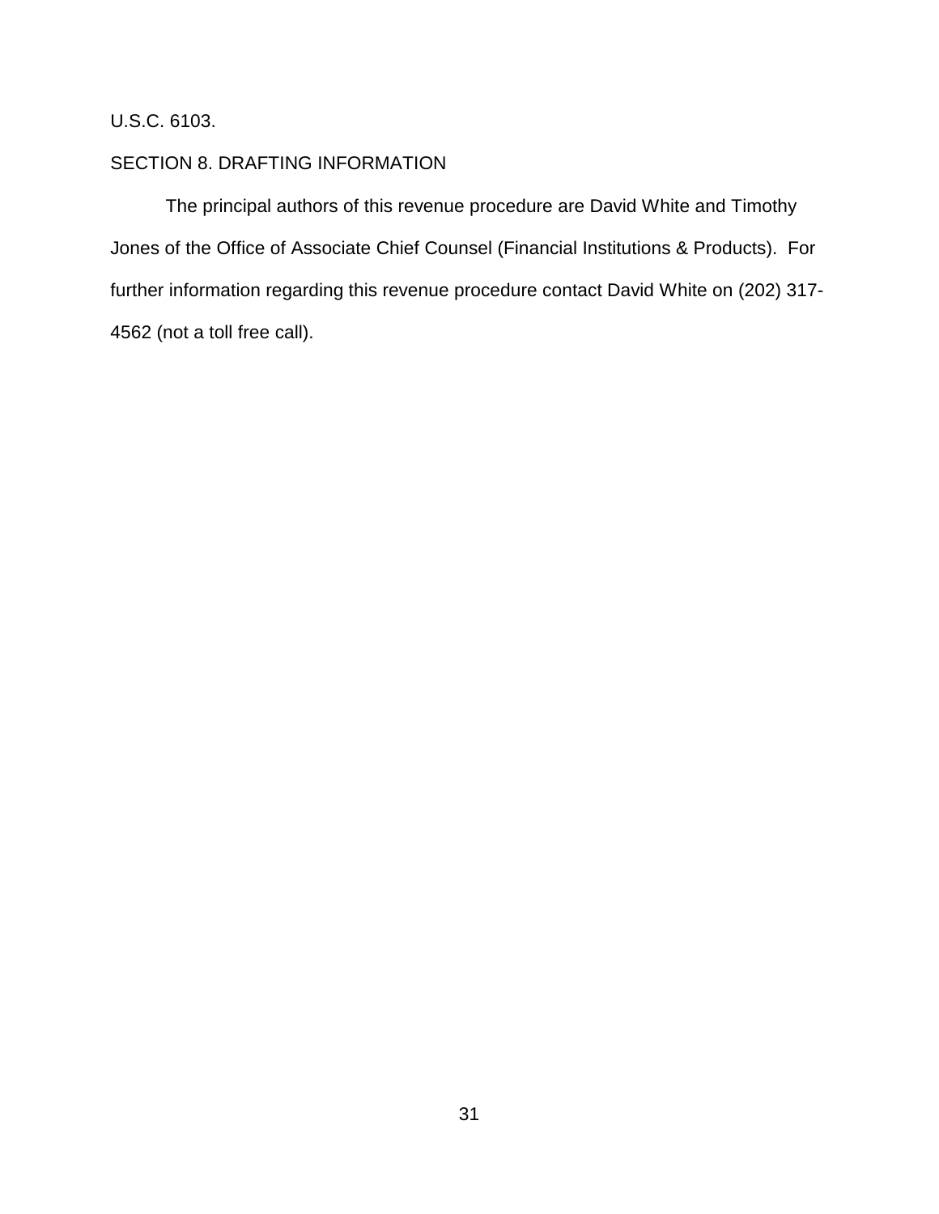U.S.C. 6103.

## SECTION 8. DRAFTING INFORMATION

The principal authors of this revenue procedure are David White and Timothy Jones of the Office of Associate Chief Counsel (Financial Institutions & Products). For further information regarding this revenue procedure contact David White on (202) 317-4562 (not a toll free call).